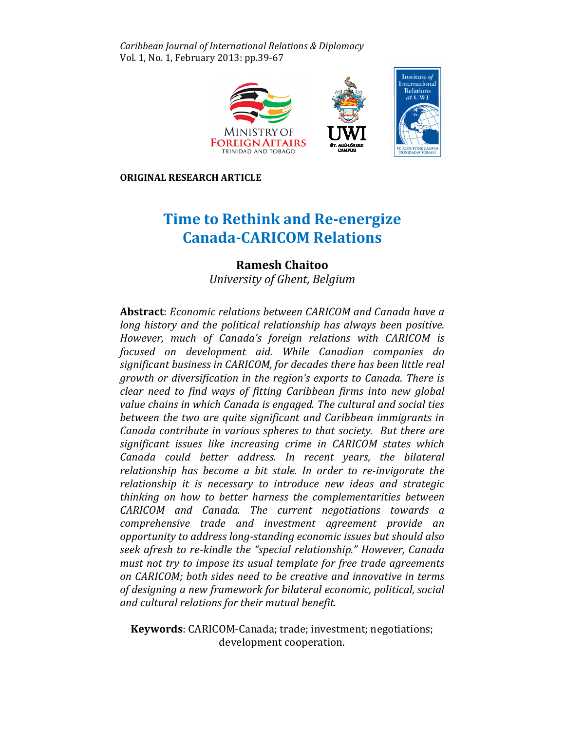*Caribbean Journal of International Relations & Diplomacy*
Vol. 1, No. 1, February 2013: pp.39-67

**ORIGINAL RESEARCH ARTICLE**

# Time to Rethink and Re-energize Canada-CARICOM Relations

**Ramesh Chaitoo**
*University of Ghent, Belgium*

**Abstract**: *Economic relations between CARICOM and Canada have a long history and the political relationship has always been positive. However, much of Canada's foreign relations with CARICOM is focused on development aid. While Canadian companies do significant business in CARICOM, for decades there has been little real growth or diversification in the region's exports to Canada. There is clear need to find ways of fitting Caribbean firms into new global value chains in which Canada is engaged. The cultural and social ties between the two are quite significant and Caribbean immigrants in Canada contribute in various spheres to that society. But there are significant issues like increasing crime in CARICOM states which Canada could better address. In recent years, the bilateral relationship has become a bit stale. In order to re-invigorate the relationship it is necessary to introduce new ideas and strategic thinking on how to better harness the complementarities between CARICOM and Canada. The current negotiations towards a comprehensive trade and investment agreement provide an opportunity to address long-standing economic issues but should also seek afresh to re-kindle the "special relationship." However, Canada must not try to impose its usual template for free trade agreements on CARICOM; both sides need to be creative and innovative in terms of designing a new framework for bilateral economic, political, social and cultural relations for their mutual benefit.*

**Keywords**: CARICOM-Canada; trade; investment; negotiations; development cooperation.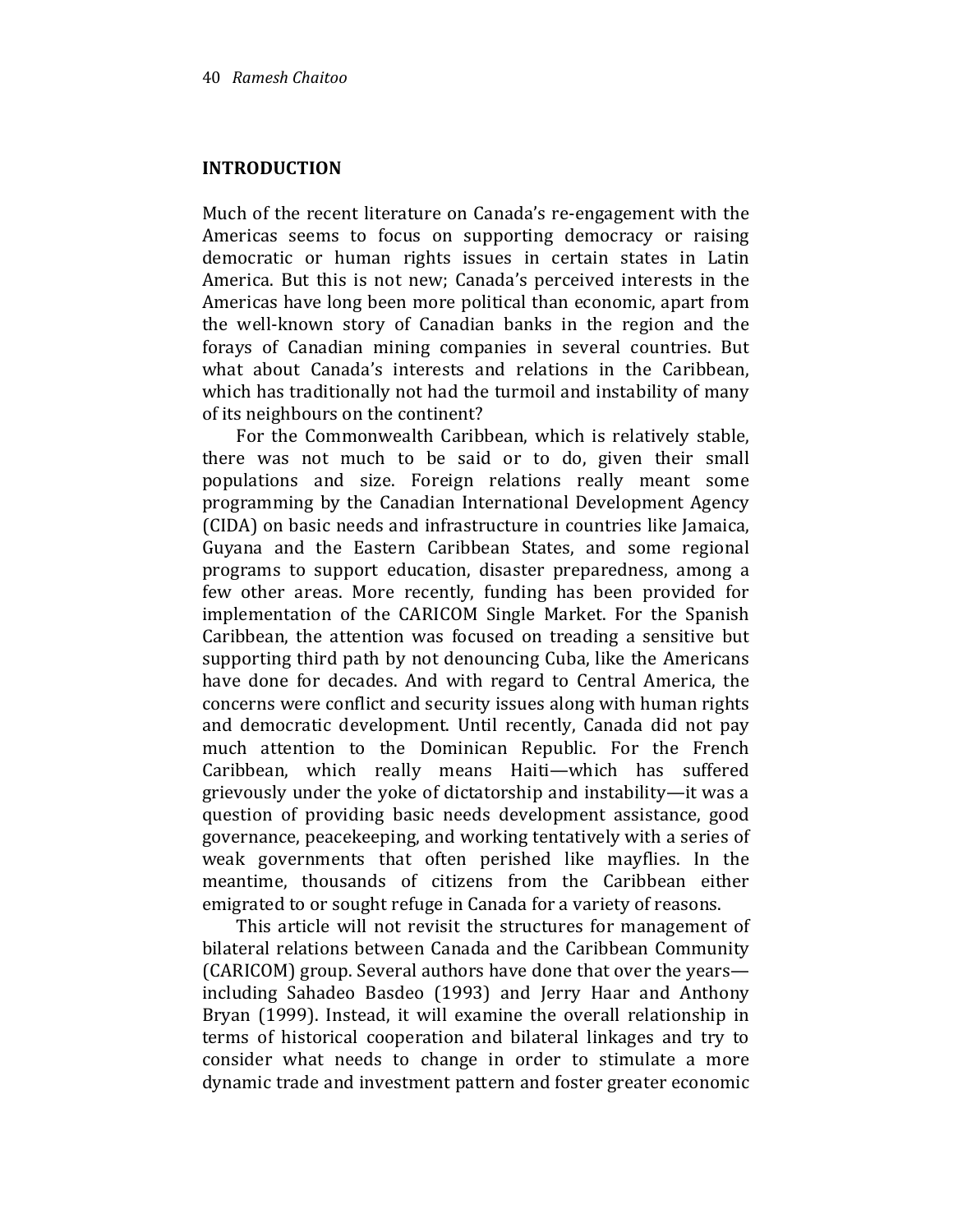## INTRODUCTION

Much of the recent literature on Canada's re-engagement with the Americas seems to focus on supporting democracy or raising democratic or human rights issues in certain states in Latin America. But this is not new; Canada's perceived interests in the Americas have long been more political than economic, apart from the well-known story of Canadian banks in the region and the forays of Canadian mining companies in several countries. But what about Canada's interests and relations in the Caribbean, which has traditionally not had the turmoil and instability of many of its neighbours on the continent?

For the Commonwealth Caribbean, which is relatively stable, there was not much to be said or to do, given their small populations and size. Foreign relations really meant some programming by the Canadian International Development Agency (CIDA) on basic needs and infrastructure in countries like Jamaica, Guyana and the Eastern Caribbean States, and some regional programs to support education, disaster preparedness, among a few other areas. More recently, funding has been provided for implementation of the CARICOM Single Market. For the Spanish Caribbean, the attention was focused on treading a sensitive but supporting third path by not denouncing Cuba, like the Americans have done for decades. And with regard to Central America, the concerns were conflict and security issues along with human rights and democratic development. Until recently, Canada did not pay much attention to the Dominican Republic. For the French Caribbean, which really means Haiti—which has suffered grievously under the yoke of dictatorship and instability—it was a question of providing basic needs development assistance, good governance, peacekeeping, and working tentatively with a series of weak governments that often perished like mayflies. In the meantime, thousands of citizens from the Caribbean either emigrated to or sought refuge in Canada for a variety of reasons.

This article will not revisit the structures for management of bilateral relations between Canada and the Caribbean Community (CARICOM) group. Several authors have done that over the years—including Sahadeo Basdeo (1993) and Jerry Haar and Anthony Bryan (1999). Instead, it will examine the overall relationship in terms of historical cooperation and bilateral linkages and try to consider what needs to change in order to stimulate a more dynamic trade and investment pattern and foster greater economic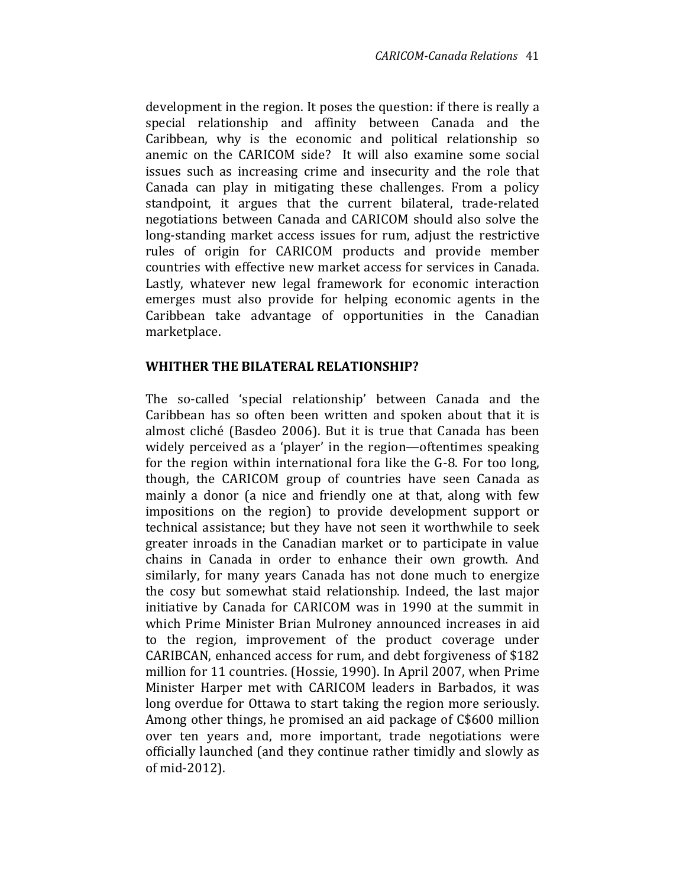development in the region. It poses the question: if there is really a special relationship and affinity between Canada and the Caribbean, why is the economic and political relationship so anemic on the CARICOM side? It will also examine some social issues such as increasing crime and insecurity and the role that Canada can play in mitigating these challenges. From a policy standpoint, it argues that the current bilateral, trade-related negotiations between Canada and CARICOM should also solve the long-standing market access issues for rum, adjust the restrictive rules of origin for CARICOM products and provide member countries with effective new market access for services in Canada. Lastly, whatever new legal framework for economic interaction emerges must also provide for helping economic agents in the Caribbean take advantage of opportunities in the Canadian marketplace.

## WHITHER THE BILATERAL RELATIONSHIP?

The so-called 'special relationship' between Canada and the Caribbean has so often been written and spoken about that it is almost cliché (Basdeo 2006). But it is true that Canada has been widely perceived as a 'player' in the region—oftentimes speaking for the region within international fora like the G-8. For too long, though, the CARICOM group of countries have seen Canada as mainly a donor (a nice and friendly one at that, along with few impositions on the region) to provide development support or technical assistance; but they have not seen it worthwhile to seek greater inroads in the Canadian market or to participate in value chains in Canada in order to enhance their own growth. And similarly, for many years Canada has not done much to energize the cosy but somewhat staid relationship. Indeed, the last major initiative by Canada for CARICOM was in 1990 at the summit in which Prime Minister Brian Mulroney announced increases in aid to the region, improvement of the product coverage under CARIBCAN, enhanced access for rum, and debt forgiveness of $182 million for 11 countries. (Hossie, 1990). In April 2007, when Prime Minister Harper met with CARICOM leaders in Barbados, it was long overdue for Ottawa to start taking the region more seriously. Among other things, he promised an aid package of C$600 million over ten years and, more important, trade negotiations were officially launched (and they continue rather timidly and slowly as of mid-2012).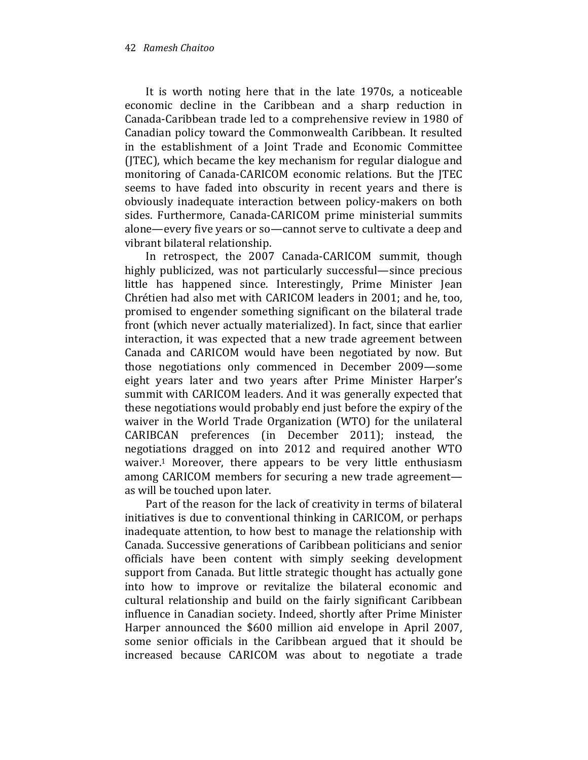It is worth noting here that in the late 1970s, a noticeable economic decline in the Caribbean and a sharp reduction in Canada-Caribbean trade led to a comprehensive review in 1980 of Canadian policy toward the Commonwealth Caribbean. It resulted in the establishment of a Joint Trade and Economic Committee (JTEC), which became the key mechanism for regular dialogue and monitoring of Canada-CARICOM economic relations. But the JTEC seems to have faded into obscurity in recent years and there is obviously inadequate interaction between policy-makers on both sides. Furthermore, Canada-CARICOM prime ministerial summits alone—every five years or so—cannot serve to cultivate a deep and vibrant bilateral relationship.

In retrospect, the 2007 Canada-CARICOM summit, though highly publicized, was not particularly successful—since precious little has happened since. Interestingly, Prime Minister Jean Chrétien had also met with CARICOM leaders in 2001; and he, too, promised to engender something significant on the bilateral trade front (which never actually materialized). In fact, since that earlier interaction, it was expected that a new trade agreement between Canada and CARICOM would have been negotiated by now. But those negotiations only commenced in December 2009—some eight years later and two years after Prime Minister Harper's summit with CARICOM leaders. And it was generally expected that these negotiations would probably end just before the expiry of the waiver in the World Trade Organization (WTO) for the unilateral CARIBCAN preferences (in December 2011); instead, the negotiations dragged on into 2012 and required another WTO waiver.[1] Moreover, there appears to be very little enthusiasm among CARICOM members for securing a new trade agreement—as will be touched upon later.

Part of the reason for the lack of creativity in terms of bilateral initiatives is due to conventional thinking in CARICOM, or perhaps inadequate attention, to how best to manage the relationship with Canada. Successive generations of Caribbean politicians and senior officials have been content with simply seeking development support from Canada. But little strategic thought has actually gone into how to improve or revitalize the bilateral economic and cultural relationship and build on the fairly significant Caribbean influence in Canadian society. Indeed, shortly after Prime Minister Harper announced the $600 million aid envelope in April 2007, some senior officials in the Caribbean argued that it should be increased because CARICOM was about to negotiate a trade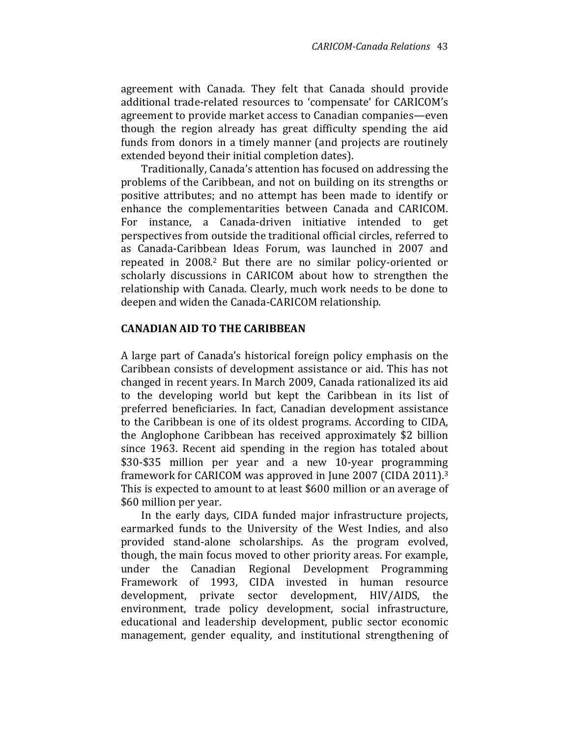agreement with Canada. They felt that Canada should provide additional trade-related resources to 'compensate' for CARICOM's agreement to provide market access to Canadian companies—even though the region already has great difficulty spending the aid funds from donors in a timely manner (and projects are routinely extended beyond their initial completion dates).

Traditionally, Canada's attention has focused on addressing the problems of the Caribbean, and not on building on its strengths or positive attributes; and no attempt has been made to identify or enhance the complementarities between Canada and CARICOM. For instance, a Canada-driven initiative intended to get perspectives from outside the traditional official circles, referred to as Canada-Caribbean Ideas Forum, was launched in 2007 and repeated in 2008.[2] But there are no similar policy-oriented or scholarly discussions in CARICOM about how to strengthen the relationship with Canada. Clearly, much work needs to be done to deepen and widen the Canada-CARICOM relationship.

## CANADIAN AID TO THE CARIBBEAN

A large part of Canada's historical foreign policy emphasis on the Caribbean consists of development assistance or aid. This has not changed in recent years. In March 2009, Canada rationalized its aid to the developing world but kept the Caribbean in its list of preferred beneficiaries. In fact, Canadian development assistance to the Caribbean is one of its oldest programs. According to CIDA, the Anglophone Caribbean has received approximately $2 billion since 1963. Recent aid spending in the region has totaled about $30-$35 million per year and a new 10-year programming framework for CARICOM was approved in June 2007 (CIDA 2011).[3] This is expected to amount to at least $600 million or an average of $60 million per year.

In the early days, CIDA funded major infrastructure projects, earmarked funds to the University of the West Indies, and also provided stand-alone scholarships. As the program evolved, though, the main focus moved to other priority areas. For example, under the Canadian Regional Development Programming Framework of 1993, CIDA invested in human resource development, private sector development, HIV/AIDS, the environment, trade policy development, social infrastructure, educational and leadership development, public sector economic management, gender equality, and institutional strengthening of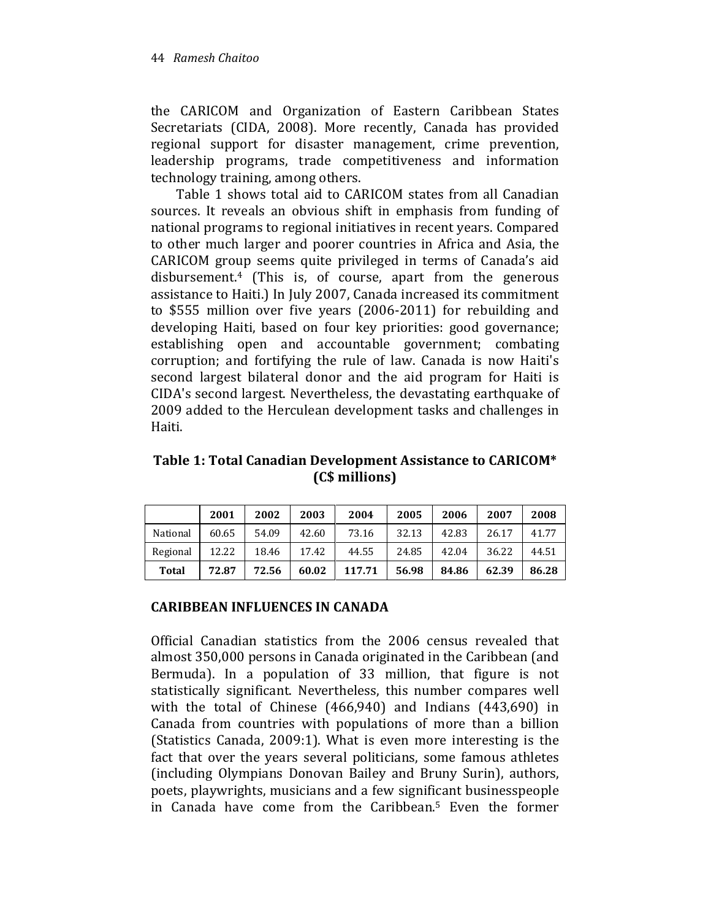the CARICOM and Organization of Eastern Caribbean States Secretariats (CIDA, 2008). More recently, Canada has provided regional support for disaster management, crime prevention, leadership programs, trade competitiveness and information technology training, among others.

Table 1 shows total aid to CARICOM states from all Canadian sources. It reveals an obvious shift in emphasis from funding of national programs to regional initiatives in recent years. Compared to other much larger and poorer countries in Africa and Asia, the CARICOM group seems quite privileged in terms of Canada's aid disbursement.[4] (This is, of course, apart from the generous assistance to Haiti.) In July 2007, Canada increased its commitment to $555 million over five years (2006-2011) for rebuilding and developing Haiti, based on four key priorities: good governance; establishing open and accountable government; combating corruption; and fortifying the rule of law. Canada is now Haiti's second largest bilateral donor and the aid program for Haiti is CIDA's second largest. Nevertheless, the devastating earthquake of 2009 added to the Herculean development tasks and challenges in Haiti.

**Table 1: Total Canadian Development Assistance to CARICOM* (C$ millions)**

| | 2001 | 2002 | 2003 | 2004 | 2005 | 2006 | 2007 | 2008 |
|---|---|---|---|---|---|---|---|---|
| National | 60.65 | 54.09 | 42.60 | 73.16 | 32.13 | 42.83 | 26.17 | 41.77 |
| Regional | 12.22 | 18.46 | 17.42 | 44.55 | 24.85 | 42.04 | 36.22 | 44.51 |
| **Total** | **72.87** | **72.56** | **60.02** | **117.71** | **56.98** | **84.86** | **62.39** | **86.28** |

## CARIBBEAN INFLUENCES IN CANADA

Official Canadian statistics from the 2006 census revealed that almost 350,000 persons in Canada originated in the Caribbean (and Bermuda). In a population of 33 million, that figure is not statistically significant. Nevertheless, this number compares well with the total of Chinese (466,940) and Indians (443,690) in Canada from countries with populations of more than a billion (Statistics Canada, 2009:1). What is even more interesting is the fact that over the years several politicians, some famous athletes (including Olympians Donovan Bailey and Bruny Surin), authors, poets, playwrights, musicians and a few significant businesspeople in Canada have come from the Caribbean.[5] Even the former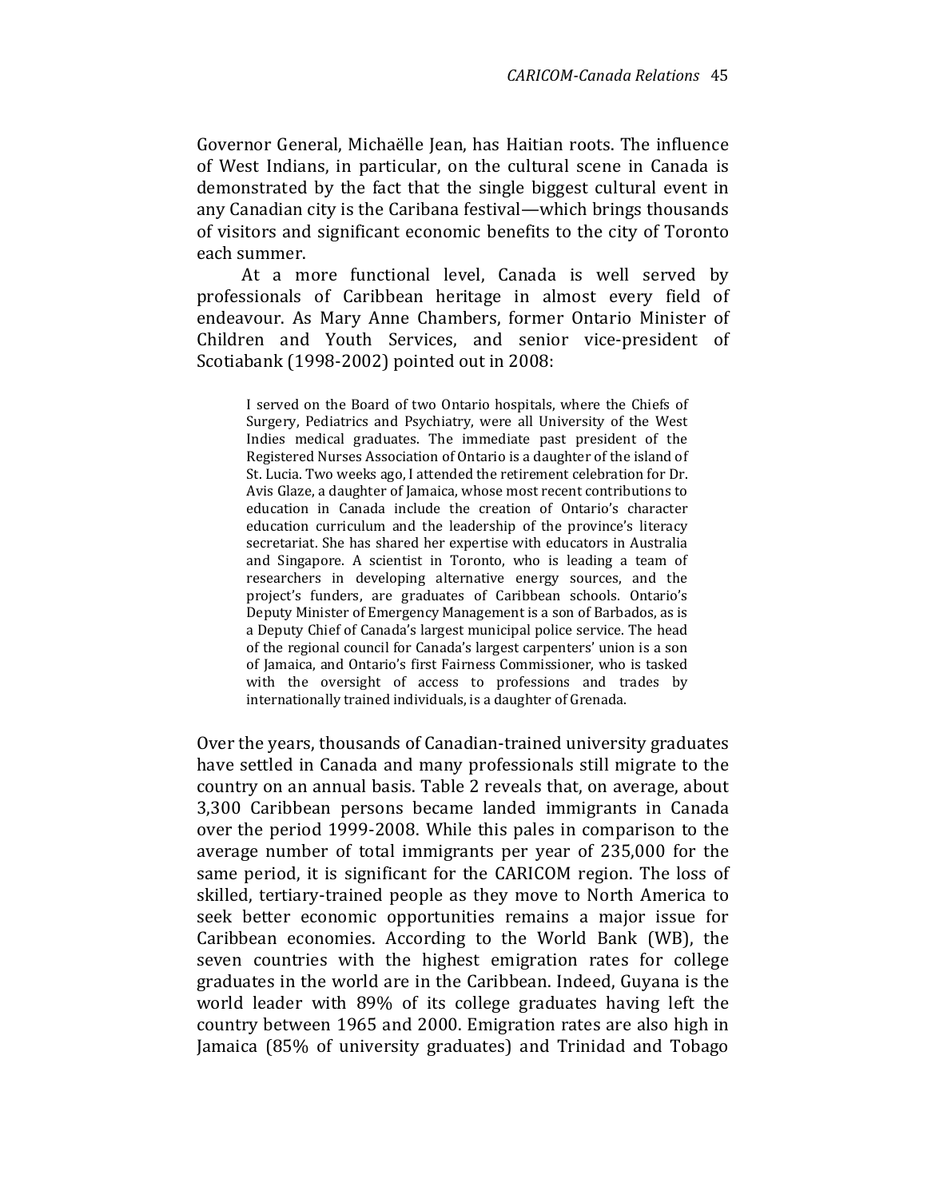Governor General, Michaëlle Jean, has Haitian roots. The influence of West Indians, in particular, on the cultural scene in Canada is demonstrated by the fact that the single biggest cultural event in any Canadian city is the Caribana festival—which brings thousands of visitors and significant economic benefits to the city of Toronto each summer.

At a more functional level, Canada is well served by professionals of Caribbean heritage in almost every field of endeavour. As Mary Anne Chambers, former Ontario Minister of Children and Youth Services, and senior vice-president of Scotiabank (1998-2002) pointed out in 2008:

> I served on the Board of two Ontario hospitals, where the Chiefs of Surgery, Pediatrics and Psychiatry, were all University of the West Indies medical graduates. The immediate past president of the Registered Nurses Association of Ontario is a daughter of the island of St. Lucia. Two weeks ago, I attended the retirement celebration for Dr. Avis Glaze, a daughter of Jamaica, whose most recent contributions to education in Canada include the creation of Ontario's character education curriculum and the leadership of the province's literacy secretariat. She has shared her expertise with educators in Australia and Singapore. A scientist in Toronto, who is leading a team of researchers in developing alternative energy sources, and the project's funders, are graduates of Caribbean schools. Ontario's Deputy Minister of Emergency Management is a son of Barbados, as is a Deputy Chief of Canada's largest municipal police service. The head of the regional council for Canada's largest carpenters' union is a son of Jamaica, and Ontario's first Fairness Commissioner, who is tasked with the oversight of access to professions and trades by internationally trained individuals, is a daughter of Grenada.

Over the years, thousands of Canadian-trained university graduates have settled in Canada and many professionals still migrate to the country on an annual basis. Table 2 reveals that, on average, about 3,300 Caribbean persons became landed immigrants in Canada over the period 1999-2008. While this pales in comparison to the average number of total immigrants per year of 235,000 for the same period, it is significant for the CARICOM region. The loss of skilled, tertiary-trained people as they move to North America to seek better economic opportunities remains a major issue for Caribbean economies. According to the World Bank (WB), the seven countries with the highest emigration rates for college graduates in the world are in the Caribbean. Indeed, Guyana is the world leader with 89% of its college graduates having left the country between 1965 and 2000. Emigration rates are also high in Jamaica (85% of university graduates) and Trinidad and Tobago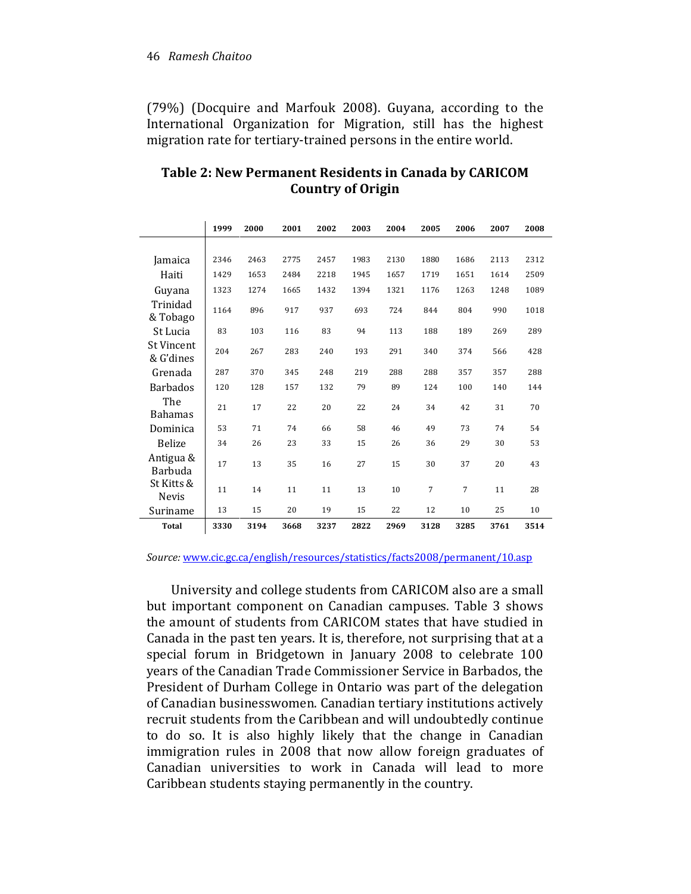(79%) (Docquire and Marfouk 2008). Guyana, according to the International Organization for Migration, still has the highest migration rate for tertiary-trained persons in the entire world.

**Table 2: New Permanent Residents in Canada by CARICOM Country of Origin**

| | 1999 | 2000 | 2001 | 2002 | 2003 | 2004 | 2005 | 2006 | 2007 | 2008 |
|---|---|---|---|---|---|---|---|---|---|---|
| Jamaica | 2346 | 2463 | 2775 | 2457 | 1983 | 2130 | 1880 | 1686 | 2113 | 2312 |
| Haiti | 1429 | 1653 | 2484 | 2218 | 1945 | 1657 | 1719 | 1651 | 1614 | 2509 |
| Guyana | 1323 | 1274 | 1665 | 1432 | 1394 | 1321 | 1176 | 1263 | 1248 | 1089 |
| Trinidad & Tobago | 1164 | 896 | 917 | 937 | 693 | 724 | 844 | 804 | 990 | 1018 |
| St Lucia | 83 | 103 | 116 | 83 | 94 | 113 | 188 | 189 | 269 | 289 |
| St Vincent & G'dines | 204 | 267 | 283 | 240 | 193 | 291 | 340 | 374 | 566 | 428 |
| Grenada | 287 | 370 | 345 | 248 | 219 | 288 | 288 | 357 | 357 | 288 |
| Barbados | 120 | 128 | 157 | 132 | 79 | 89 | 124 | 100 | 140 | 144 |
| The Bahamas | 21 | 17 | 22 | 20 | 22 | 24 | 34 | 42 | 31 | 70 |
| Dominica | 53 | 71 | 74 | 66 | 58 | 46 | 49 | 73 | 74 | 54 |
| Belize | 34 | 26 | 23 | 33 | 15 | 26 | 36 | 29 | 30 | 53 |
| Antigua & Barbuda | 17 | 13 | 35 | 16 | 27 | 15 | 30 | 37 | 20 | 43 |
| St Kitts & Nevis | 11 | 14 | 11 | 11 | 13 | 10 | 7 | 7 | 11 | 28 |
| Suriname | 13 | 15 | 20 | 19 | 15 | 22 | 12 | 10 | 25 | 10 |
| **Total** | **3330** | **3194** | **3668** | **3237** | **2822** | **2969** | **3128** | **3285** | **3761** | **3514** |

*Source:* www.cic.gc.ca/english/resources/statistics/facts2008/permanent/10.asp

University and college students from CARICOM also are a small but important component on Canadian campuses. Table 3 shows the amount of students from CARICOM states that have studied in Canada in the past ten years. It is, therefore, not surprising that at a special forum in Bridgetown in January 2008 to celebrate 100 years of the Canadian Trade Commissioner Service in Barbados, the President of Durham College in Ontario was part of the delegation of Canadian businesswomen. Canadian tertiary institutions actively recruit students from the Caribbean and will undoubtedly continue to do so. It is also highly likely that the change in Canadian immigration rules in 2008 that now allow foreign graduates of Canadian universities to work in Canada will lead to more Caribbean students staying permanently in the country.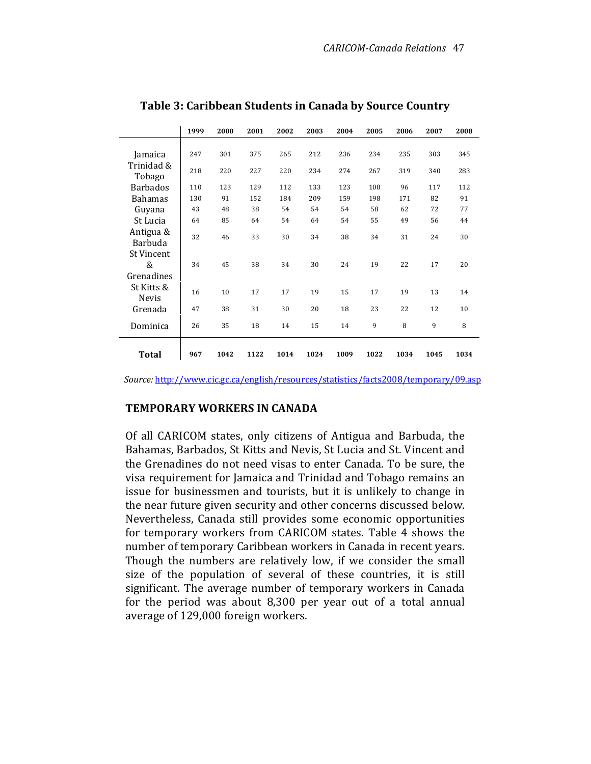**Table 3: Caribbean Students in Canada by Source Country**

| | 1999 | 2000 | 2001 | 2002 | 2003 | 2004 | 2005 | 2006 | 2007 | 2008 |
|---|---|---|---|---|---|---|---|---|---|---|
| Jamaica | 247 | 301 | 375 | 265 | 212 | 236 | 234 | 235 | 303 | 345 |
| Trinidad & Tobago | 218 | 220 | 227 | 220 | 234 | 274 | 267 | 319 | 340 | 283 |
| Barbados | 110 | 123 | 129 | 112 | 133 | 123 | 108 | 96 | 117 | 112 |
| Bahamas | 130 | 91 | 152 | 184 | 209 | 159 | 198 | 171 | 82 | 91 |
| Guyana | 43 | 48 | 38 | 54 | 54 | 54 | 58 | 62 | 72 | 77 |
| St Lucia | 64 | 85 | 64 | 54 | 64 | 54 | 55 | 49 | 56 | 44 |
| Antigua & Barbuda | 32 | 46 | 33 | 30 | 34 | 38 | 34 | 31 | 24 | 30 |
| St Vincent & Grenadines | 34 | 45 | 38 | 34 | 30 | 24 | 19 | 22 | 17 | 20 |
| St Kitts & Nevis | 16 | 10 | 17 | 17 | 19 | 15 | 17 | 19 | 13 | 14 |
| Grenada | 47 | 38 | 31 | 30 | 20 | 18 | 23 | 22 | 12 | 10 |
| Dominica | 26 | 35 | 18 | 14 | 15 | 14 | 9 | 8 | 9 | 8 |
| **Total** | **967** | **1042** | **1122** | **1014** | **1024** | **1009** | **1022** | **1034** | **1045** | **1034** |

*Source:* http://www.cic.gc.ca/english/resources/statistics/facts2008/temporary/09.asp

## TEMPORARY WORKERS IN CANADA

Of all CARICOM states, only citizens of Antigua and Barbuda, the Bahamas, Barbados, St Kitts and Nevis, St Lucia and St. Vincent and the Grenadines do not need visas to enter Canada. To be sure, the visa requirement for Jamaica and Trinidad and Tobago remains an issue for businessmen and tourists, but it is unlikely to change in the near future given security and other concerns discussed below. Nevertheless, Canada still provides some economic opportunities for temporary workers from CARICOM states. Table 4 shows the number of temporary Caribbean workers in Canada in recent years. Though the numbers are relatively low, if we consider the small size of the population of several of these countries, it is still significant. The average number of temporary workers in Canada for the period was about 8,300 per year out of a total annual average of 129,000 foreign workers.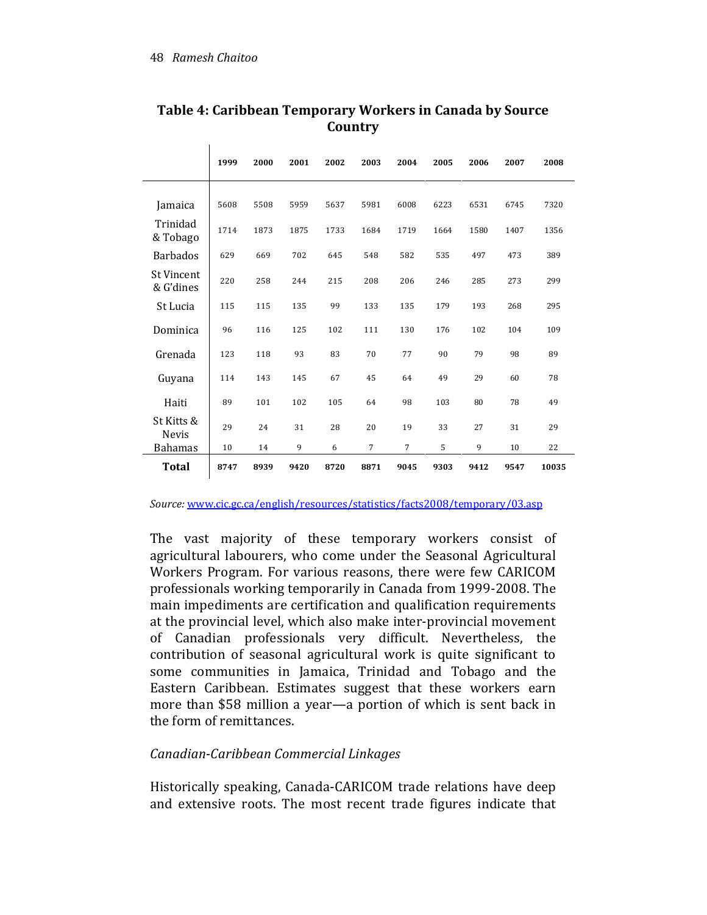**Table 4: Caribbean Temporary Workers in Canada by Source Country**

| | 1999 | 2000 | 2001 | 2002 | 2003 | 2004 | 2005 | 2006 | 2007 | 2008 |
|---|---|---|---|---|---|---|---|---|---|---|
| Jamaica | 5608 | 5508 | 5959 | 5637 | 5981 | 6008 | 6223 | 6531 | 6745 | 7320 |
| Trinidad & Tobago | 1714 | 1873 | 1875 | 1733 | 1684 | 1719 | 1664 | 1580 | 1407 | 1356 |
| Barbados | 629 | 669 | 702 | 645 | 548 | 582 | 535 | 497 | 473 | 389 |
| St Vincent & G'dines | 220 | 258 | 244 | 215 | 208 | 206 | 246 | 285 | 273 | 299 |
| St Lucia | 115 | 115 | 135 | 99 | 133 | 135 | 179 | 193 | 268 | 295 |
| Dominica | 96 | 116 | 125 | 102 | 111 | 130 | 176 | 102 | 104 | 109 |
| Grenada | 123 | 118 | 93 | 83 | 70 | 77 | 90 | 79 | 98 | 89 |
| Guyana | 114 | 143 | 145 | 67 | 45 | 64 | 49 | 29 | 60 | 78 |
| Haiti | 89 | 101 | 102 | 105 | 64 | 98 | 103 | 80 | 78 | 49 |
| St Kitts & Nevis | 29 | 24 | 31 | 28 | 20 | 19 | 33 | 27 | 31 | 29 |
| Bahamas | 10 | 14 | 9 | 6 | 7 | 7 | 5 | 9 | 10 | 22 |
| **Total** | **8747** | **8939** | **9420** | **8720** | **8871** | **9045** | **9303** | **9412** | **9547** | **10035** |

*Source:* www.cic.gc.ca/english/resources/statistics/facts2008/temporary/03.asp

The vast majority of these temporary workers consist of agricultural labourers, who come under the Seasonal Agricultural Workers Program. For various reasons, there were few CARICOM professionals working temporarily in Canada from 1999-2008. The main impediments are certification and qualification requirements at the provincial level, which also make inter-provincial movement of Canadian professionals very difficult. Nevertheless, the contribution of seasonal agricultural work is quite significant to some communities in Jamaica, Trinidad and Tobago and the Eastern Caribbean. Estimates suggest that these workers earn more than $58 million a year—a portion of which is sent back in the form of remittances.

*Canadian-Caribbean Commercial Linkages*

Historically speaking, Canada-CARICOM trade relations have deep and extensive roots. The most recent trade figures indicate that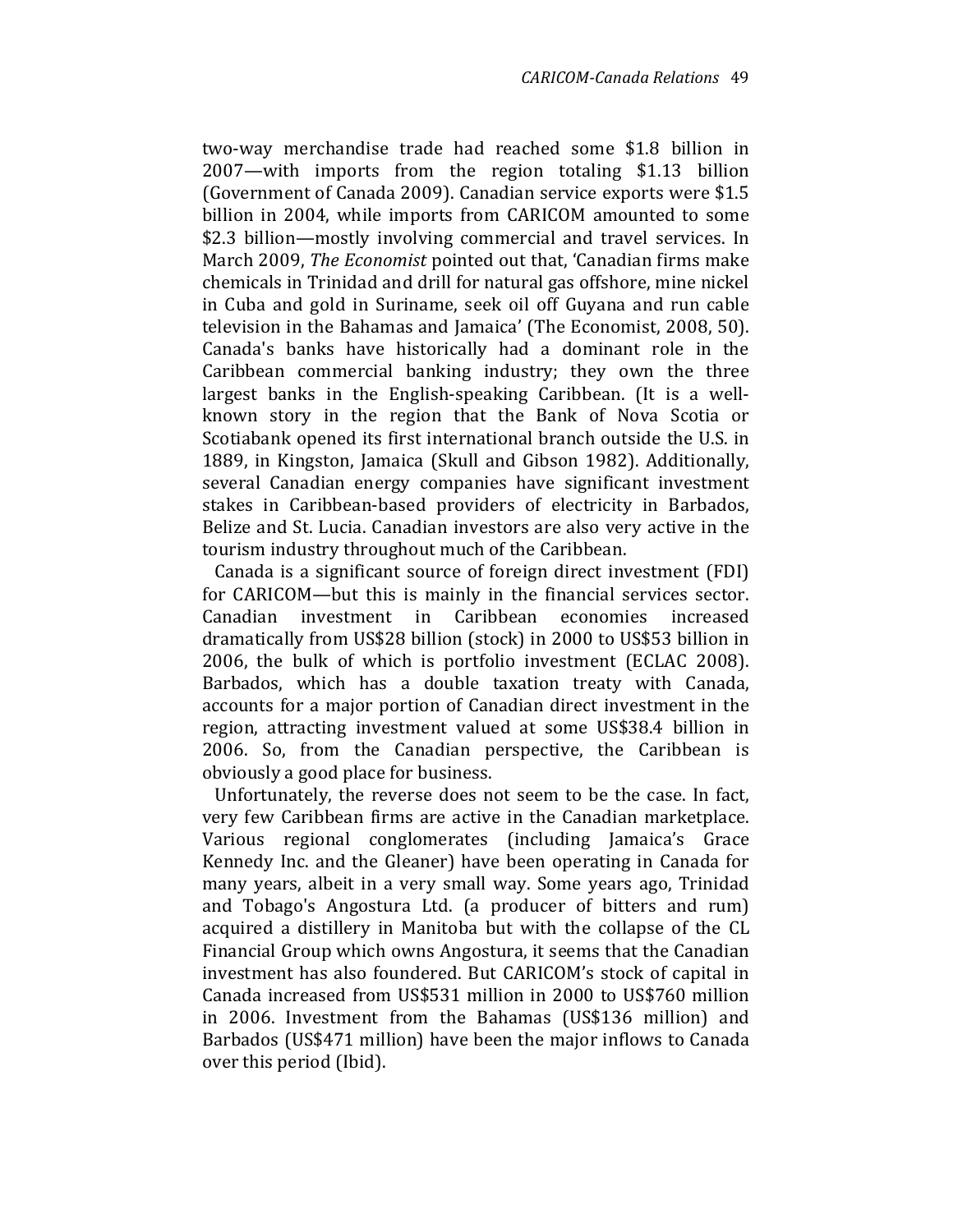two-way merchandise trade had reached some $1.8 billion in 2007—with imports from the region totaling $1.13 billion (Government of Canada 2009). Canadian service exports were $1.5 billion in 2004, while imports from CARICOM amounted to some $2.3 billion—mostly involving commercial and travel services. In March 2009, *The Economist* pointed out that, 'Canadian firms make chemicals in Trinidad and drill for natural gas offshore, mine nickel in Cuba and gold in Suriname, seek oil off Guyana and run cable television in the Bahamas and Jamaica' (The Economist, 2008, 50). Canada's banks have historically had a dominant role in the Caribbean commercial banking industry; they own the three largest banks in the English-speaking Caribbean. (It is a well-known story in the region that the Bank of Nova Scotia or Scotiabank opened its first international branch outside the U.S. in 1889, in Kingston, Jamaica (Skull and Gibson 1982). Additionally, several Canadian energy companies have significant investment stakes in Caribbean-based providers of electricity in Barbados, Belize and St. Lucia. Canadian investors are also very active in the tourism industry throughout much of the Caribbean.

Canada is a significant source of foreign direct investment (FDI) for CARICOM—but this is mainly in the financial services sector. Canadian investment in Caribbean economies increased dramatically from US$28 billion (stock) in 2000 to US$53 billion in 2006, the bulk of which is portfolio investment (ECLAC 2008). Barbados, which has a double taxation treaty with Canada, accounts for a major portion of Canadian direct investment in the region, attracting investment valued at some US$38.4 billion in 2006. So, from the Canadian perspective, the Caribbean is obviously a good place for business.

Unfortunately, the reverse does not seem to be the case. In fact, very few Caribbean firms are active in the Canadian marketplace. Various regional conglomerates (including Jamaica's Grace Kennedy Inc. and the Gleaner) have been operating in Canada for many years, albeit in a very small way. Some years ago, Trinidad and Tobago's Angostura Ltd. (a producer of bitters and rum) acquired a distillery in Manitoba but with the collapse of the CL Financial Group which owns Angostura, it seems that the Canadian investment has also foundered. But CARICOM's stock of capital in Canada increased from US$531 million in 2000 to US$760 million in 2006. Investment from the Bahamas (US$136 million) and Barbados (US$471 million) have been the major inflows to Canada over this period (Ibid).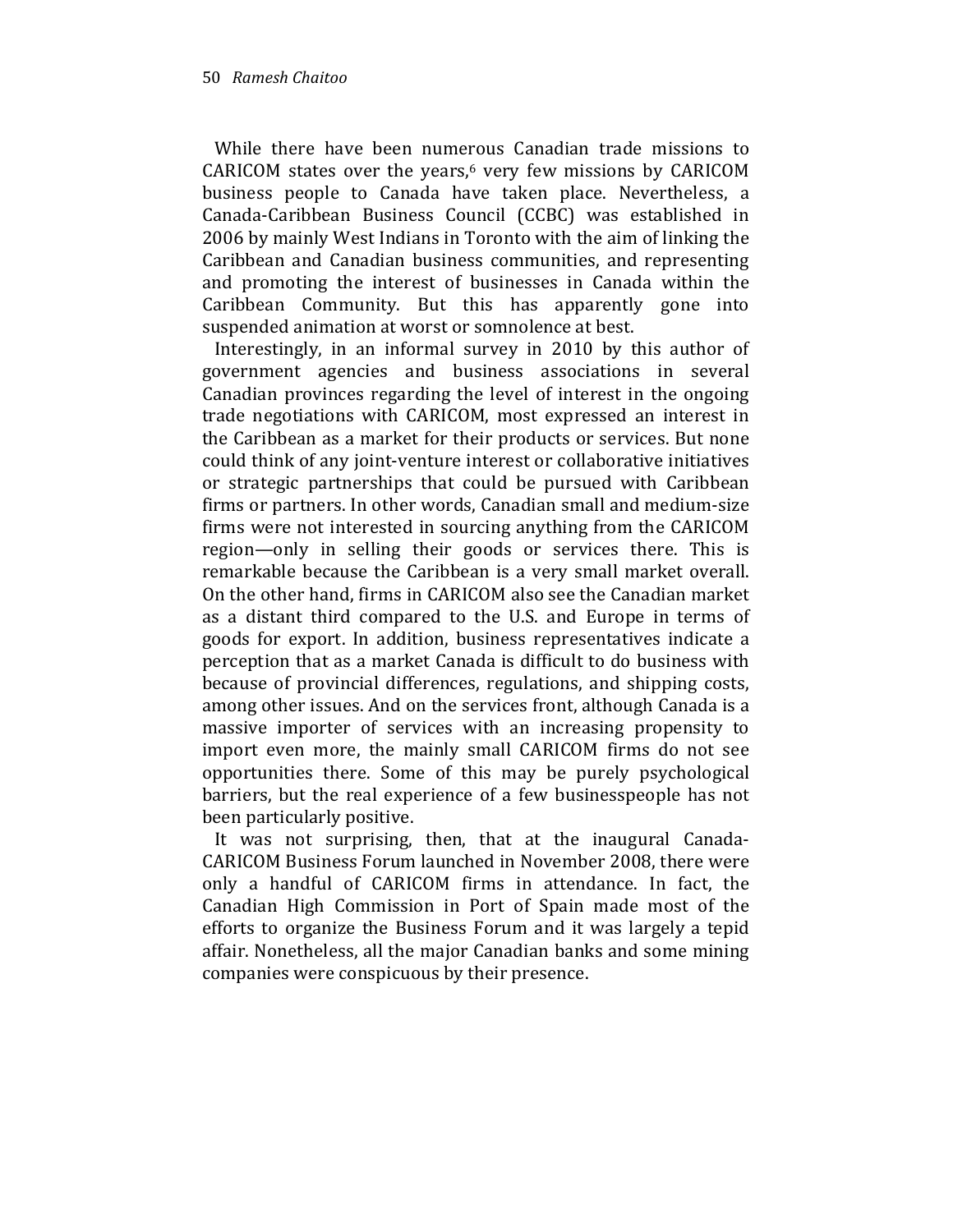While there have been numerous Canadian trade missions to CARICOM states over the years,[6] very few missions by CARICOM business people to Canada have taken place. Nevertheless, a Canada-Caribbean Business Council (CCBC) was established in 2006 by mainly West Indians in Toronto with the aim of linking the Caribbean and Canadian business communities, and representing and promoting the interest of businesses in Canada within the Caribbean Community. But this has apparently gone into suspended animation at worst or somnolence at best.

Interestingly, in an informal survey in 2010 by this author of government agencies and business associations in several Canadian provinces regarding the level of interest in the ongoing trade negotiations with CARICOM, most expressed an interest in the Caribbean as a market for their products or services. But none could think of any joint-venture interest or collaborative initiatives or strategic partnerships that could be pursued with Caribbean firms or partners. In other words, Canadian small and medium-size firms were not interested in sourcing anything from the CARICOM region—only in selling their goods or services there. This is remarkable because the Caribbean is a very small market overall. On the other hand, firms in CARICOM also see the Canadian market as a distant third compared to the U.S. and Europe in terms of goods for export. In addition, business representatives indicate a perception that as a market Canada is difficult to do business with because of provincial differences, regulations, and shipping costs, among other issues. And on the services front, although Canada is a massive importer of services with an increasing propensity to import even more, the mainly small CARICOM firms do not see opportunities there. Some of this may be purely psychological barriers, but the real experience of a few businesspeople has not been particularly positive.

It was not surprising, then, that at the inaugural Canada-CARICOM Business Forum launched in November 2008, there were only a handful of CARICOM firms in attendance. In fact, the Canadian High Commission in Port of Spain made most of the efforts to organize the Business Forum and it was largely a tepid affair. Nonetheless, all the major Canadian banks and some mining companies were conspicuous by their presence.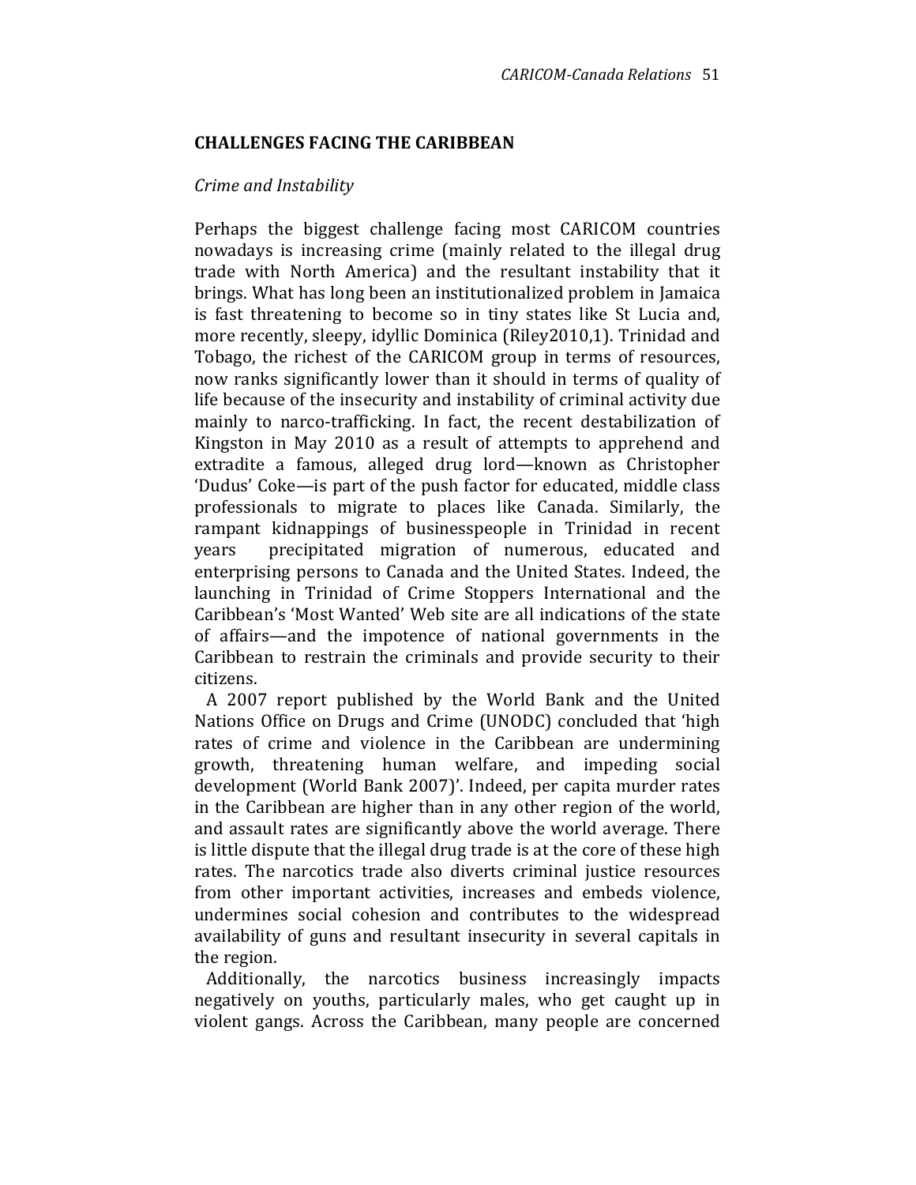## CHALLENGES FACING THE CARIBBEAN

*Crime and Instability*

Perhaps the biggest challenge facing most CARICOM countries nowadays is increasing crime (mainly related to the illegal drug trade with North America) and the resultant instability that it brings. What has long been an institutionalized problem in Jamaica is fast threatening to become so in tiny states like St Lucia and, more recently, sleepy, idyllic Dominica (Riley2010,1). Trinidad and Tobago, the richest of the CARICOM group in terms of resources, now ranks significantly lower than it should in terms of quality of life because of the insecurity and instability of criminal activity due mainly to narco-trafficking. In fact, the recent destabilization of Kingston in May 2010 as a result of attempts to apprehend and extradite a famous, alleged drug lord—known as Christopher 'Dudus' Coke—is part of the push factor for educated, middle class professionals to migrate to places like Canada. Similarly, the rampant kidnappings of businesspeople in Trinidad in recent years precipitated migration of numerous, educated and enterprising persons to Canada and the United States. Indeed, the launching in Trinidad of Crime Stoppers International and the Caribbean's 'Most Wanted' Web site are all indications of the state of affairs—and the impotence of national governments in the Caribbean to restrain the criminals and provide security to their citizens.

A 2007 report published by the World Bank and the United Nations Office on Drugs and Crime (UNODC) concluded that 'high rates of crime and violence in the Caribbean are undermining growth, threatening human welfare, and impeding social development (World Bank 2007)'. Indeed, per capita murder rates in the Caribbean are higher than in any other region of the world, and assault rates are significantly above the world average. There is little dispute that the illegal drug trade is at the core of these high rates. The narcotics trade also diverts criminal justice resources from other important activities, increases and embeds violence, undermines social cohesion and contributes to the widespread availability of guns and resultant insecurity in several capitals in the region.

Additionally, the narcotics business increasingly impacts negatively on youths, particularly males, who get caught up in violent gangs. Across the Caribbean, many people are concerned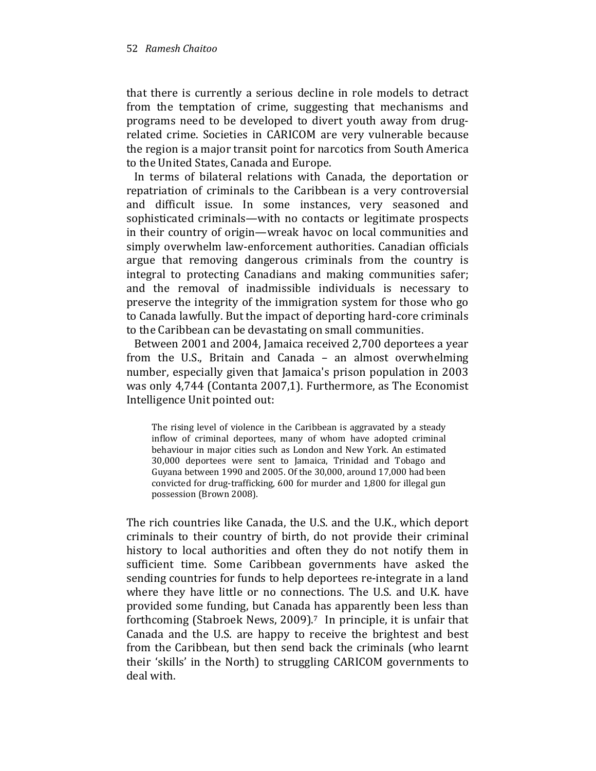that there is currently a serious decline in role models to detract from the temptation of crime, suggesting that mechanisms and programs need to be developed to divert youth away from drug-related crime. Societies in CARICOM are very vulnerable because the region is a major transit point for narcotics from South America to the United States, Canada and Europe.

In terms of bilateral relations with Canada, the deportation or repatriation of criminals to the Caribbean is a very controversial and difficult issue. In some instances, very seasoned and sophisticated criminals—with no contacts or legitimate prospects in their country of origin—wreak havoc on local communities and simply overwhelm law-enforcement authorities. Canadian officials argue that removing dangerous criminals from the country is integral to protecting Canadians and making communities safer; and the removal of inadmissible individuals is necessary to preserve the integrity of the immigration system for those who go to Canada lawfully. But the impact of deporting hard-core criminals to the Caribbean can be devastating on small communities.

Between 2001 and 2004, Jamaica received 2,700 deportees a year from the U.S., Britain and Canada – an almost overwhelming number, especially given that Jamaica's prison population in 2003 was only 4,744 (Contanta 2007,1). Furthermore, as The Economist Intelligence Unit pointed out:

> The rising level of violence in the Caribbean is aggravated by a steady inflow of criminal deportees, many of whom have adopted criminal behaviour in major cities such as London and New York. An estimated 30,000 deportees were sent to Jamaica, Trinidad and Tobago and Guyana between 1990 and 2005. Of the 30,000, around 17,000 had been convicted for drug-trafficking, 600 for murder and 1,800 for illegal gun possession (Brown 2008).

The rich countries like Canada, the U.S. and the U.K., which deport criminals to their country of birth, do not provide their criminal history to local authorities and often they do not notify them in sufficient time. Some Caribbean governments have asked the sending countries for funds to help deportees re-integrate in a land where they have little or no connections. The U.S. and U.K. have provided some funding, but Canada has apparently been less than forthcoming (Stabroek News, 2009).[7] In principle, it is unfair that Canada and the U.S. are happy to receive the brightest and best from the Caribbean, but then send back the criminals (who learnt their 'skills' in the North) to struggling CARICOM governments to deal with.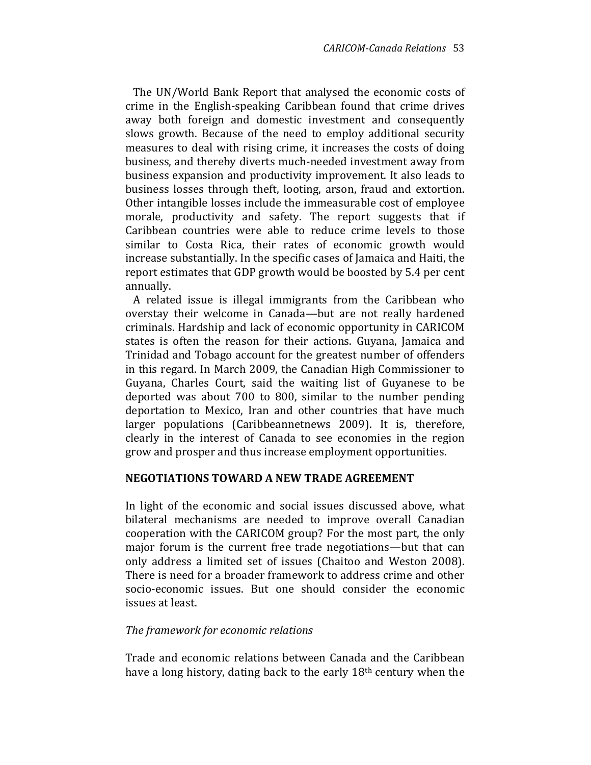The UN/World Bank Report that analysed the economic costs of crime in the English-speaking Caribbean found that crime drives away both foreign and domestic investment and consequently slows growth. Because of the need to employ additional security measures to deal with rising crime, it increases the costs of doing business, and thereby diverts much-needed investment away from business expansion and productivity improvement. It also leads to business losses through theft, looting, arson, fraud and extortion. Other intangible losses include the immeasurable cost of employee morale, productivity and safety. The report suggests that if Caribbean countries were able to reduce crime levels to those similar to Costa Rica, their rates of economic growth would increase substantially. In the specific cases of Jamaica and Haiti, the report estimates that GDP growth would be boosted by 5.4 per cent annually.

A related issue is illegal immigrants from the Caribbean who overstay their welcome in Canada—but are not really hardened criminals. Hardship and lack of economic opportunity in CARICOM states is often the reason for their actions. Guyana, Jamaica and Trinidad and Tobago account for the greatest number of offenders in this regard. In March 2009, the Canadian High Commissioner to Guyana, Charles Court, said the waiting list of Guyanese to be deported was about 700 to 800, similar to the number pending deportation to Mexico, Iran and other countries that have much larger populations (Caribbeannetnews 2009). It is, therefore, clearly in the interest of Canada to see economies in the region grow and prosper and thus increase employment opportunities.

## NEGOTIATIONS TOWARD A NEW TRADE AGREEMENT

In light of the economic and social issues discussed above, what bilateral mechanisms are needed to improve overall Canadian cooperation with the CARICOM group? For the most part, the only major forum is the current free trade negotiations—but that can only address a limited set of issues (Chaitoo and Weston 2008). There is need for a broader framework to address crime and other socio-economic issues. But one should consider the economic issues at least.

### *The framework for economic relations*

Trade and economic relations between Canada and the Caribbean have a long history, dating back to the early 18th century when the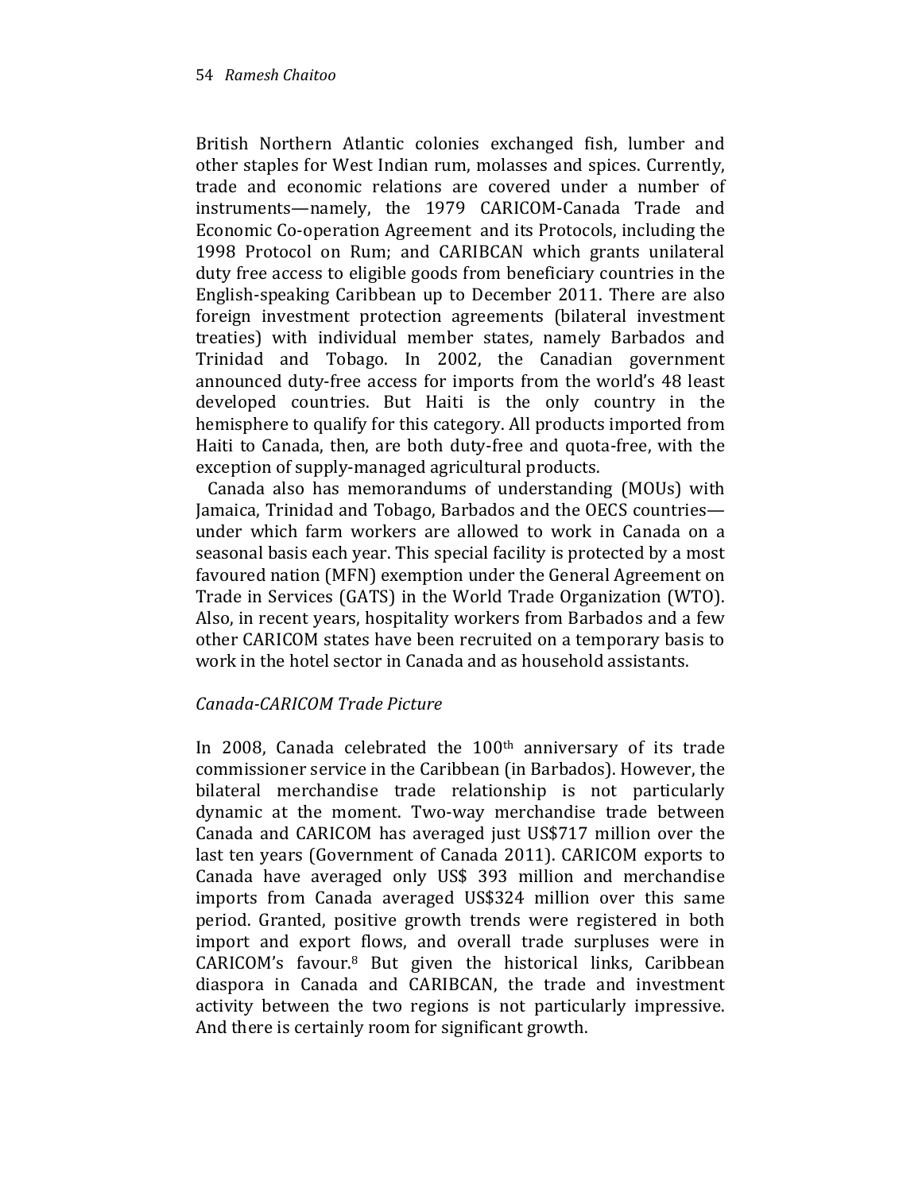British Northern Atlantic colonies exchanged fish, lumber and other staples for West Indian rum, molasses and spices. Currently, trade and economic relations are covered under a number of instruments—namely, the 1979 CARICOM-Canada Trade and Economic Co-operation Agreement and its Protocols, including the 1998 Protocol on Rum; and CARIBCAN which grants unilateral duty free access to eligible goods from beneficiary countries in the English-speaking Caribbean up to December 2011. There are also foreign investment protection agreements (bilateral investment treaties) with individual member states, namely Barbados and Trinidad and Tobago. In 2002, the Canadian government announced duty-free access for imports from the world's 48 least developed countries. But Haiti is the only country in the hemisphere to qualify for this category. All products imported from Haiti to Canada, then, are both duty-free and quota-free, with the exception of supply-managed agricultural products.

Canada also has memorandums of understanding (MOUs) with Jamaica, Trinidad and Tobago, Barbados and the OECS countries—under which farm workers are allowed to work in Canada on a seasonal basis each year. This special facility is protected by a most favoured nation (MFN) exemption under the General Agreement on Trade in Services (GATS) in the World Trade Organization (WTO). Also, in recent years, hospitality workers from Barbados and a few other CARICOM states have been recruited on a temporary basis to work in the hotel sector in Canada and as household assistants.

*Canada-CARICOM Trade Picture*

In 2008, Canada celebrated the 100th anniversary of its trade commissioner service in the Caribbean (in Barbados). However, the bilateral merchandise trade relationship is not particularly dynamic at the moment. Two-way merchandise trade between Canada and CARICOM has averaged just US$717 million over the last ten years (Government of Canada 2011). CARICOM exports to Canada have averaged only US$ 393 million and merchandise imports from Canada averaged US$324 million over this same period. Granted, positive growth trends were registered in both import and export flows, and overall trade surpluses were in CARICOM's favour.[8] But given the historical links, Caribbean diaspora in Canada and CARIBCAN, the trade and investment activity between the two regions is not particularly impressive. And there is certainly room for significant growth.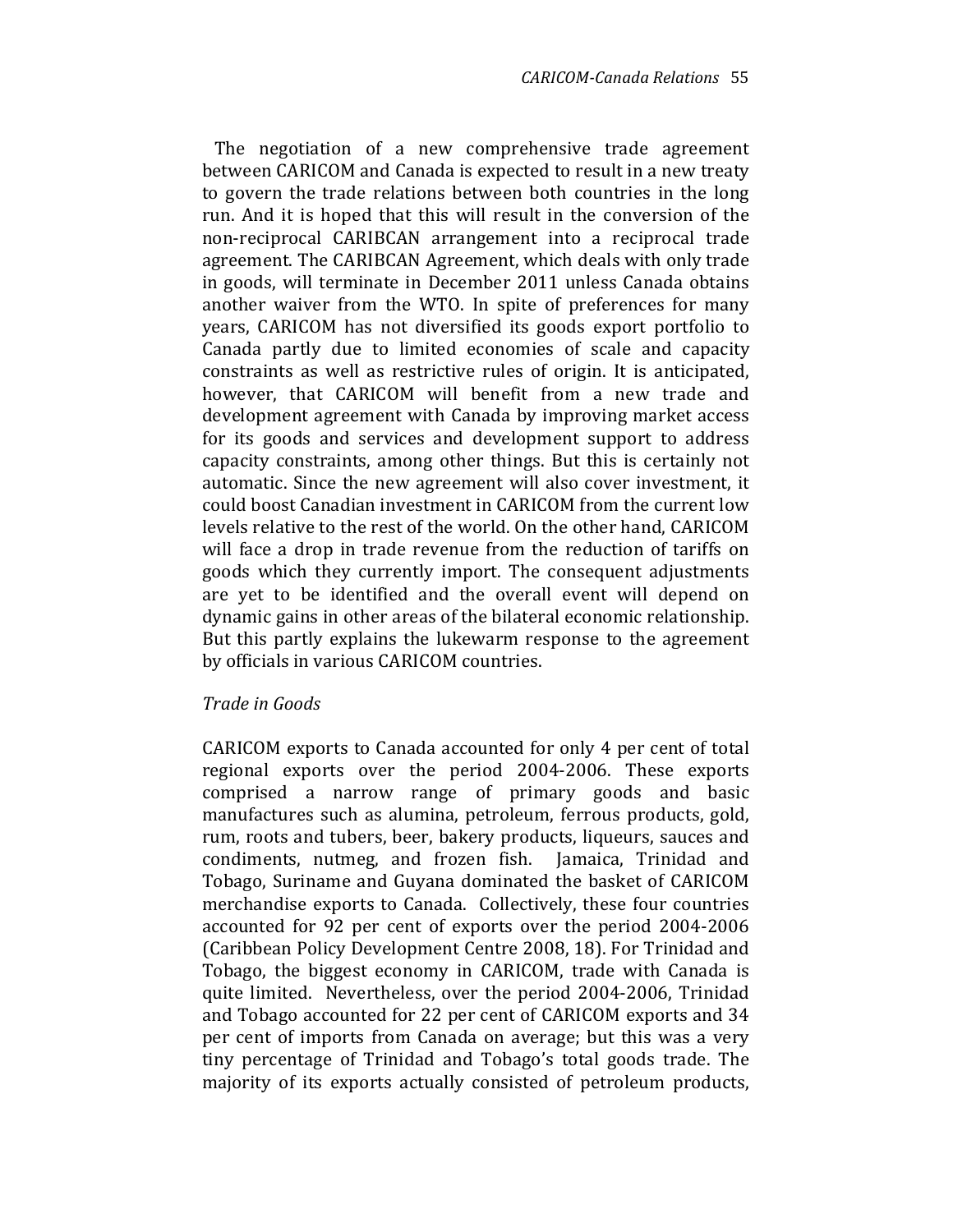The negotiation of a new comprehensive trade agreement between CARICOM and Canada is expected to result in a new treaty to govern the trade relations between both countries in the long run. And it is hoped that this will result in the conversion of the non-reciprocal CARIBCAN arrangement into a reciprocal trade agreement. The CARIBCAN Agreement, which deals with only trade in goods, will terminate in December 2011 unless Canada obtains another waiver from the WTO. In spite of preferences for many years, CARICOM has not diversified its goods export portfolio to Canada partly due to limited economies of scale and capacity constraints as well as restrictive rules of origin. It is anticipated, however, that CARICOM will benefit from a new trade and development agreement with Canada by improving market access for its goods and services and development support to address capacity constraints, among other things. But this is certainly not automatic. Since the new agreement will also cover investment, it could boost Canadian investment in CARICOM from the current low levels relative to the rest of the world. On the other hand, CARICOM will face a drop in trade revenue from the reduction of tariffs on goods which they currently import. The consequent adjustments are yet to be identified and the overall event will depend on dynamic gains in other areas of the bilateral economic relationship. But this partly explains the lukewarm response to the agreement by officials in various CARICOM countries.

*Trade in Goods*

CARICOM exports to Canada accounted for only 4 per cent of total regional exports over the period 2004-2006. These exports comprised a narrow range of primary goods and basic manufactures such as alumina, petroleum, ferrous products, gold, rum, roots and tubers, beer, bakery products, liqueurs, sauces and condiments, nutmeg, and frozen fish. Jamaica, Trinidad and Tobago, Suriname and Guyana dominated the basket of CARICOM merchandise exports to Canada. Collectively, these four countries accounted for 92 per cent of exports over the period 2004-2006 (Caribbean Policy Development Centre 2008, 18). For Trinidad and Tobago, the biggest economy in CARICOM, trade with Canada is quite limited. Nevertheless, over the period 2004-2006, Trinidad and Tobago accounted for 22 per cent of CARICOM exports and 34 per cent of imports from Canada on average; but this was a very tiny percentage of Trinidad and Tobago's total goods trade. The majority of its exports actually consisted of petroleum products,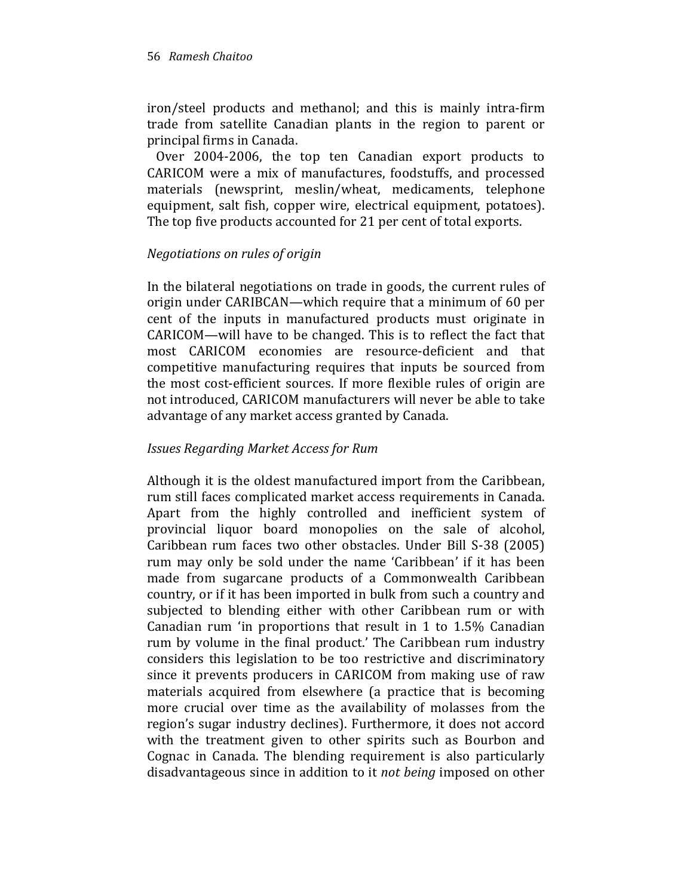iron/steel products and methanol; and this is mainly intra-firm trade from satellite Canadian plants in the region to parent or principal firms in Canada.

Over 2004-2006, the top ten Canadian export products to CARICOM were a mix of manufactures, foodstuffs, and processed materials (newsprint, meslin/wheat, medicaments, telephone equipment, salt fish, copper wire, electrical equipment, potatoes). The top five products accounted for 21 per cent of total exports.

*Negotiations on rules of origin*

In the bilateral negotiations on trade in goods, the current rules of origin under CARIBCAN—which require that a minimum of 60 per cent of the inputs in manufactured products must originate in CARICOM—will have to be changed. This is to reflect the fact that most CARICOM economies are resource-deficient and that competitive manufacturing requires that inputs be sourced from the most cost-efficient sources. If more flexible rules of origin are not introduced, CARICOM manufacturers will never be able to take advantage of any market access granted by Canada.

*Issues Regarding Market Access for Rum*

Although it is the oldest manufactured import from the Caribbean, rum still faces complicated market access requirements in Canada. Apart from the highly controlled and inefficient system of provincial liquor board monopolies on the sale of alcohol, Caribbean rum faces two other obstacles. Under Bill S-38 (2005) rum may only be sold under the name 'Caribbean' if it has been made from sugarcane products of a Commonwealth Caribbean country, or if it has been imported in bulk from such a country and subjected to blending either with other Caribbean rum or with Canadian rum 'in proportions that result in 1 to 1.5% Canadian rum by volume in the final product.' The Caribbean rum industry considers this legislation to be too restrictive and discriminatory since it prevents producers in CARICOM from making use of raw materials acquired from elsewhere (a practice that is becoming more crucial over time as the availability of molasses from the region's sugar industry declines). Furthermore, it does not accord with the treatment given to other spirits such as Bourbon and Cognac in Canada. The blending requirement is also particularly disadvantageous since in addition to it *not being* imposed on other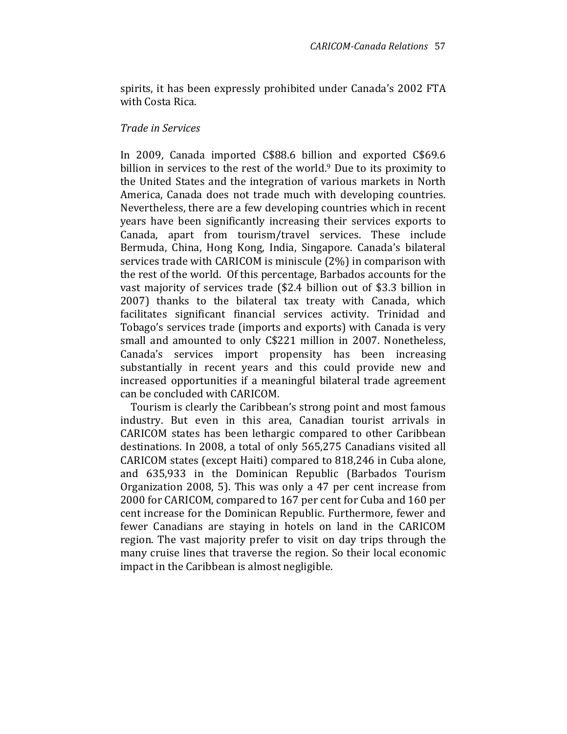spirits, it has been expressly prohibited under Canada's 2002 FTA with Costa Rica.

*Trade in Services*

In 2009, Canada imported C$88.6 billion and exported C$69.6 billion in services to the rest of the world.[9] Due to its proximity to the United States and the integration of various markets in North America, Canada does not trade much with developing countries. Nevertheless, there are a few developing countries which in recent years have been significantly increasing their services exports to Canada, apart from tourism/travel services. These include Bermuda, China, Hong Kong, India, Singapore. Canada's bilateral services trade with CARICOM is miniscule (2%) in comparison with the rest of the world. Of this percentage, Barbados accounts for the vast majority of services trade ($2.4 billion out of $3.3 billion in 2007) thanks to the bilateral tax treaty with Canada, which facilitates significant financial services activity. Trinidad and Tobago's services trade (imports and exports) with Canada is very small and amounted to only C$221 million in 2007. Nonetheless, Canada's services import propensity has been increasing substantially in recent years and this could provide new and increased opportunities if a meaningful bilateral trade agreement can be concluded with CARICOM.

Tourism is clearly the Caribbean's strong point and most famous industry. But even in this area, Canadian tourist arrivals in CARICOM states has been lethargic compared to other Caribbean destinations. In 2008, a total of only 565,275 Canadians visited all CARICOM states (except Haiti) compared to 818,246 in Cuba alone, and 635,933 in the Dominican Republic (Barbados Tourism Organization 2008, 5). This was only a 47 per cent increase from 2000 for CARICOM, compared to 167 per cent for Cuba and 160 per cent increase for the Dominican Republic. Furthermore, fewer and fewer Canadians are staying in hotels on land in the CARICOM region. The vast majority prefer to visit on day trips through the many cruise lines that traverse the region. So their local economic impact in the Caribbean is almost negligible.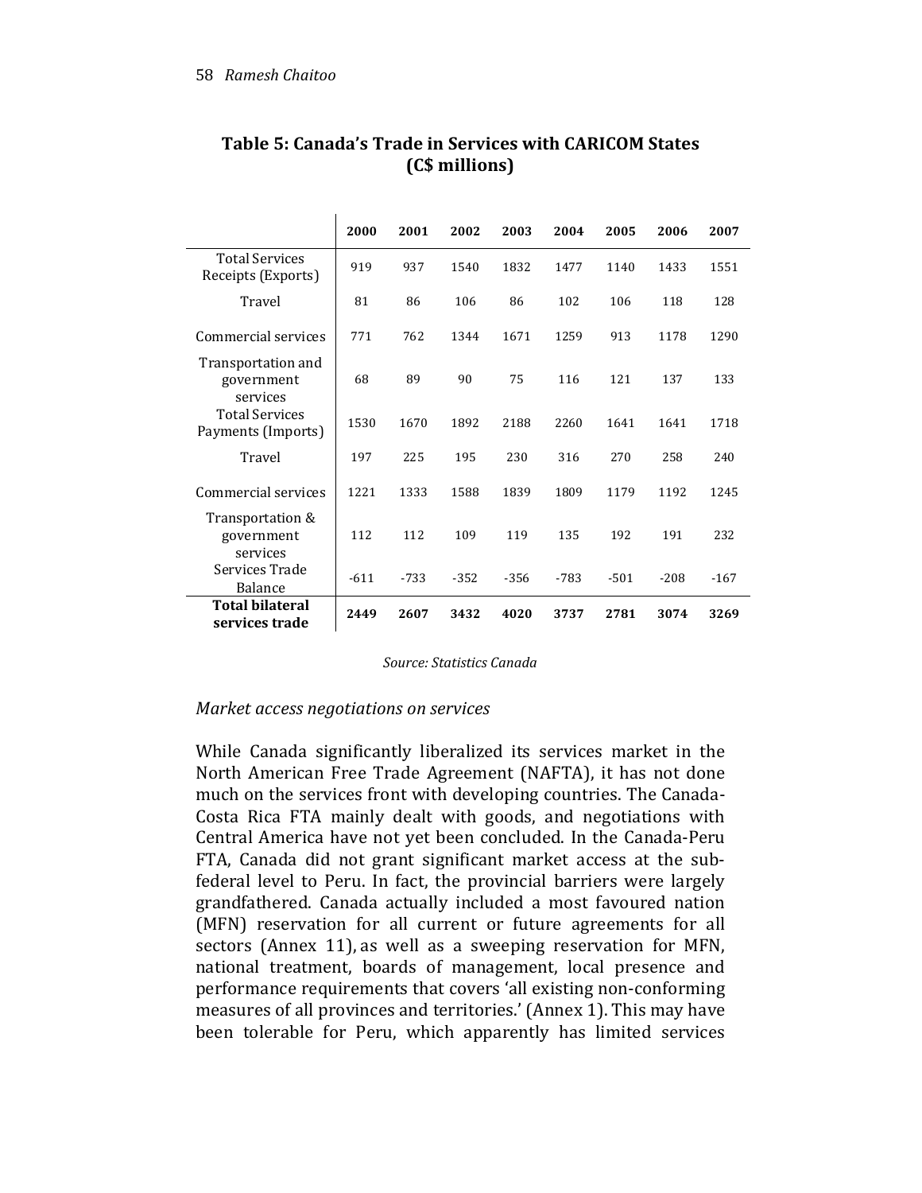**Table 5: Canada's Trade in Services with CARICOM States (C$ millions)**

| | 2000 | 2001 | 2002 | 2003 | 2004 | 2005 | 2006 | 2007 |
|---|---|---|---|---|---|---|---|---|
| Total Services Receipts (Exports) | 919 | 937 | 1540 | 1832 | 1477 | 1140 | 1433 | 1551 |
| Travel | 81 | 86 | 106 | 86 | 102 | 106 | 118 | 128 |
| Commercial services | 771 | 762 | 1344 | 1671 | 1259 | 913 | 1178 | 1290 |
| Transportation and government services | 68 | 89 | 90 | 75 | 116 | 121 | 137 | 133 |
| Total Services Payments (Imports) | 1530 | 1670 | 1892 | 2188 | 2260 | 1641 | 1641 | 1718 |
| Travel | 197 | 225 | 195 | 230 | 316 | 270 | 258 | 240 |
| Commercial services | 1221 | 1333 | 1588 | 1839 | 1809 | 1179 | 1192 | 1245 |
| Transportation & government services | 112 | 112 | 109 | 119 | 135 | 192 | 191 | 232 |
| Services Trade Balance | -611 | -733 | -352 | -356 | -783 | -501 | -208 | -167 |
| **Total bilateral services trade** | **2449** | **2607** | **3432** | **4020** | **3737** | **2781** | **3074** | **3269** |

*Source: Statistics Canada*

*Market access negotiations on services*

While Canada significantly liberalized its services market in the North American Free Trade Agreement (NAFTA), it has not done much on the services front with developing countries. The Canada-Costa Rica FTA mainly dealt with goods, and negotiations with Central America have not yet been concluded. In the Canada-Peru FTA, Canada did not grant significant market access at the sub-federal level to Peru. In fact, the provincial barriers were largely grandfathered. Canada actually included a most favoured nation (MFN) reservation for all current or future agreements for all sectors (Annex 11), as well as a sweeping reservation for MFN, national treatment, boards of management, local presence and performance requirements that covers 'all existing non-conforming measures of all provinces and territories.' (Annex 1). This may have been tolerable for Peru, which apparently has limited services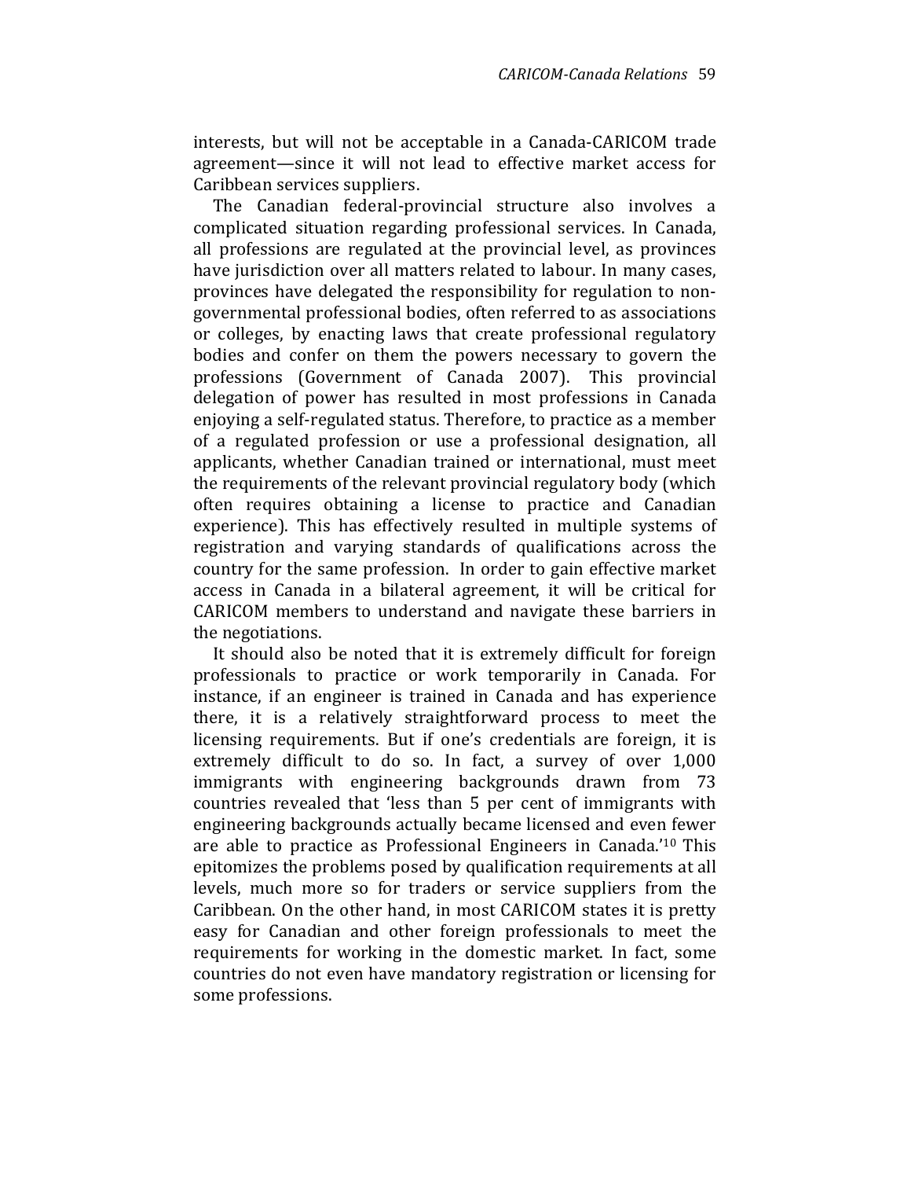interests, but will not be acceptable in a Canada-CARICOM trade agreement—since it will not lead to effective market access for Caribbean services suppliers.

The Canadian federal-provincial structure also involves a complicated situation regarding professional services. In Canada, all professions are regulated at the provincial level, as provinces have jurisdiction over all matters related to labour. In many cases, provinces have delegated the responsibility for regulation to non-governmental professional bodies, often referred to as associations or colleges, by enacting laws that create professional regulatory bodies and confer on them the powers necessary to govern the professions (Government of Canada 2007). This provincial delegation of power has resulted in most professions in Canada enjoying a self-regulated status. Therefore, to practice as a member of a regulated profession or use a professional designation, all applicants, whether Canadian trained or international, must meet the requirements of the relevant provincial regulatory body (which often requires obtaining a license to practice and Canadian experience). This has effectively resulted in multiple systems of registration and varying standards of qualifications across the country for the same profession. In order to gain effective market access in Canada in a bilateral agreement, it will be critical for CARICOM members to understand and navigate these barriers in the negotiations.

It should also be noted that it is extremely difficult for foreign professionals to practice or work temporarily in Canada. For instance, if an engineer is trained in Canada and has experience there, it is a relatively straightforward process to meet the licensing requirements. But if one's credentials are foreign, it is extremely difficult to do so. In fact, a survey of over 1,000 immigrants with engineering backgrounds drawn from 73 countries revealed that 'less than 5 per cent of immigrants with engineering backgrounds actually became licensed and even fewer are able to practice as Professional Engineers in Canada.'[10] This epitomizes the problems posed by qualification requirements at all levels, much more so for traders or service suppliers from the Caribbean. On the other hand, in most CARICOM states it is pretty easy for Canadian and other foreign professionals to meet the requirements for working in the domestic market. In fact, some countries do not even have mandatory registration or licensing for some professions.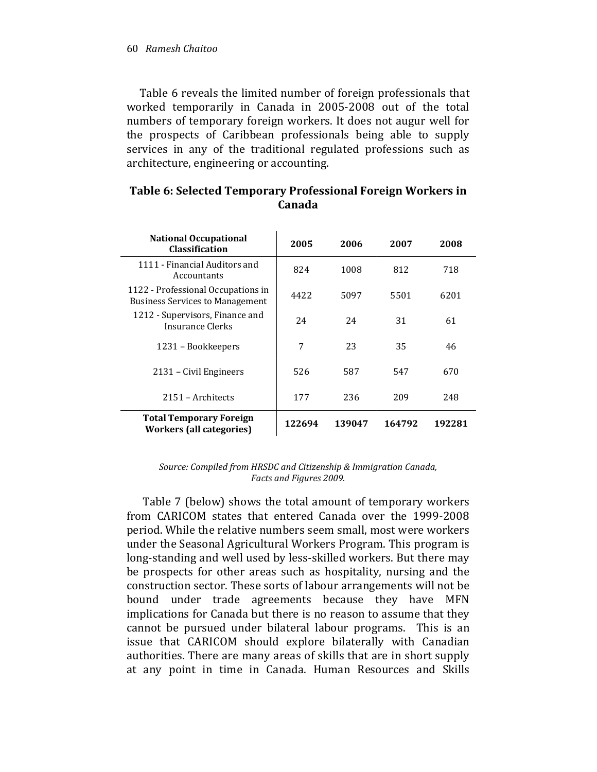Table 6 reveals the limited number of foreign professionals that worked temporarily in Canada in 2005-2008 out of the total numbers of temporary foreign workers. It does not augur well for the prospects of Caribbean professionals being able to supply services in any of the traditional regulated professions such as architecture, engineering or accounting.

**Table 6: Selected Temporary Professional Foreign Workers in Canada**

| National Occupational Classification | 2005 | 2006 | 2007 | 2008 |
|---|---|---|---|---|
| 1111 - Financial Auditors and Accountants | 824 | 1008 | 812 | 718 |
| 1122 - Professional Occupations in Business Services to Management | 4422 | 5097 | 5501 | 6201 |
| 1212 - Supervisors, Finance and Insurance Clerks | 24 | 24 | 31 | 61 |
| 1231 – Bookkeepers | 7 | 23 | 35 | 46 |
| 2131 – Civil Engineers | 526 | 587 | 547 | 670 |
| 2151 – Architects | 177 | 236 | 209 | 248 |
| **Total Temporary Foreign Workers (all categories)** | **122694** | **139047** | **164792** | **192281** |

*Source: Compiled from HRSDC and Citizenship & Immigration Canada, Facts and Figures 2009.*

Table 7 (below) shows the total amount of temporary workers from CARICOM states that entered Canada over the 1999-2008 period. While the relative numbers seem small, most were workers under the Seasonal Agricultural Workers Program. This program is long-standing and well used by less-skilled workers. But there may be prospects for other areas such as hospitality, nursing and the construction sector. These sorts of labour arrangements will not be bound under trade agreements because they have MFN implications for Canada but there is no reason to assume that they cannot be pursued under bilateral labour programs. This is an issue that CARICOM should explore bilaterally with Canadian authorities. There are many areas of skills that are in short supply at any point in time in Canada. Human Resources and Skills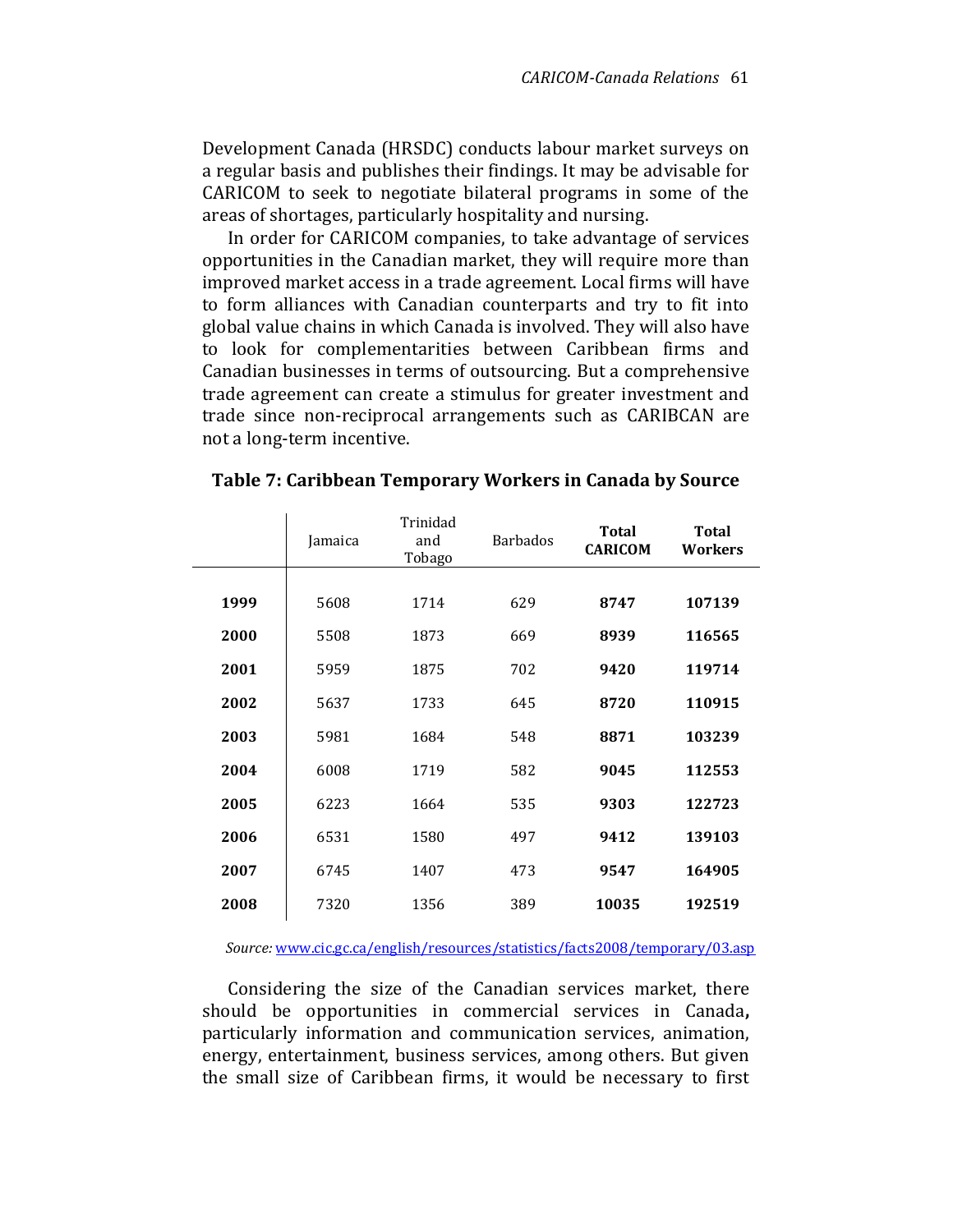Development Canada (HRSDC) conducts labour market surveys on a regular basis and publishes their findings. It may be advisable for CARICOM to seek to negotiate bilateral programs in some of the areas of shortages, particularly hospitality and nursing.

In order for CARICOM companies, to take advantage of services opportunities in the Canadian market, they will require more than improved market access in a trade agreement. Local firms will have to form alliances with Canadian counterparts and try to fit into global value chains in which Canada is involved. They will also have to look for complementarities between Caribbean firms and Canadian businesses in terms of outsourcing. But a comprehensive trade agreement can create a stimulus for greater investment and trade since non-reciprocal arrangements such as CARIBCAN are not a long-term incentive.

**Table 7: Caribbean Temporary Workers in Canada by Source**

| | Jamaica | Trinidad and Tobago | Barbados | **Total CARICOM** | **Total Workers** |
|---|---|---|---|---|---|
| **1999** | 5608 | 1714 | 629 | **8747** | **107139** |
| **2000** | 5508 | 1873 | 669 | **8939** | **116565** |
| **2001** | 5959 | 1875 | 702 | **9420** | **119714** |
| **2002** | 5637 | 1733 | 645 | **8720** | **110915** |
| **2003** | 5981 | 1684 | 548 | **8871** | **103239** |
| **2004** | 6008 | 1719 | 582 | **9045** | **112553** |
| **2005** | 6223 | 1664 | 535 | **9303** | **122723** |
| **2006** | 6531 | 1580 | 497 | **9412** | **139103** |
| **2007** | 6745 | 1407 | 473 | **9547** | **164905** |
| **2008** | 7320 | 1356 | 389 | **10035** | **192519** |

*Source:* www.cic.gc.ca/english/resources/statistics/facts2008/temporary/03.asp

Considering the size of the Canadian services market, there should be opportunities in commercial services in Canada**,** particularly information and communication services, animation, energy, entertainment, business services, among others. But given the small size of Caribbean firms, it would be necessary to first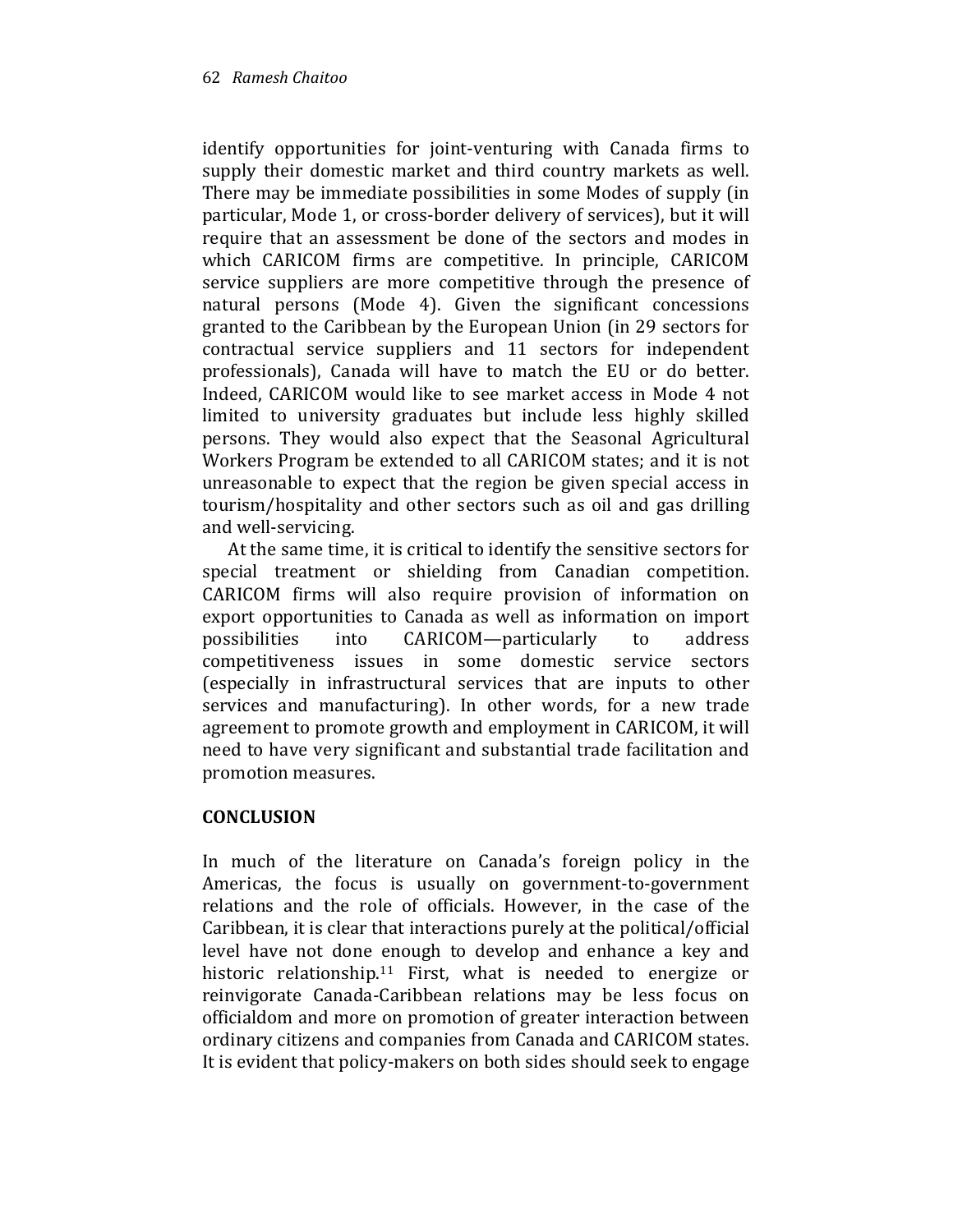identify opportunities for joint-venturing with Canada firms to supply their domestic market and third country markets as well. There may be immediate possibilities in some Modes of supply (in particular, Mode 1, or cross-border delivery of services), but it will require that an assessment be done of the sectors and modes in which CARICOM firms are competitive. In principle, CARICOM service suppliers are more competitive through the presence of natural persons (Mode 4). Given the significant concessions granted to the Caribbean by the European Union (in 29 sectors for contractual service suppliers and 11 sectors for independent professionals), Canada will have to match the EU or do better. Indeed, CARICOM would like to see market access in Mode 4 not limited to university graduates but include less highly skilled persons. They would also expect that the Seasonal Agricultural Workers Program be extended to all CARICOM states; and it is not unreasonable to expect that the region be given special access in tourism/hospitality and other sectors such as oil and gas drilling and well-servicing.

At the same time, it is critical to identify the sensitive sectors for special treatment or shielding from Canadian competition. CARICOM firms will also require provision of information on export opportunities to Canada as well as information on import possibilities into CARICOM—particularly to address competitiveness issues in some domestic service sectors (especially in infrastructural services that are inputs to other services and manufacturing). In other words, for a new trade agreement to promote growth and employment in CARICOM, it will need to have very significant and substantial trade facilitation and promotion measures.

## CONCLUSION

In much of the literature on Canada's foreign policy in the Americas, the focus is usually on government-to-government relations and the role of officials. However, in the case of the Caribbean, it is clear that interactions purely at the political/official level have not done enough to develop and enhance a key and historic relationship.[11] First, what is needed to energize or reinvigorate Canada-Caribbean relations may be less focus on officialdom and more on promotion of greater interaction between ordinary citizens and companies from Canada and CARICOM states. It is evident that policy-makers on both sides should seek to engage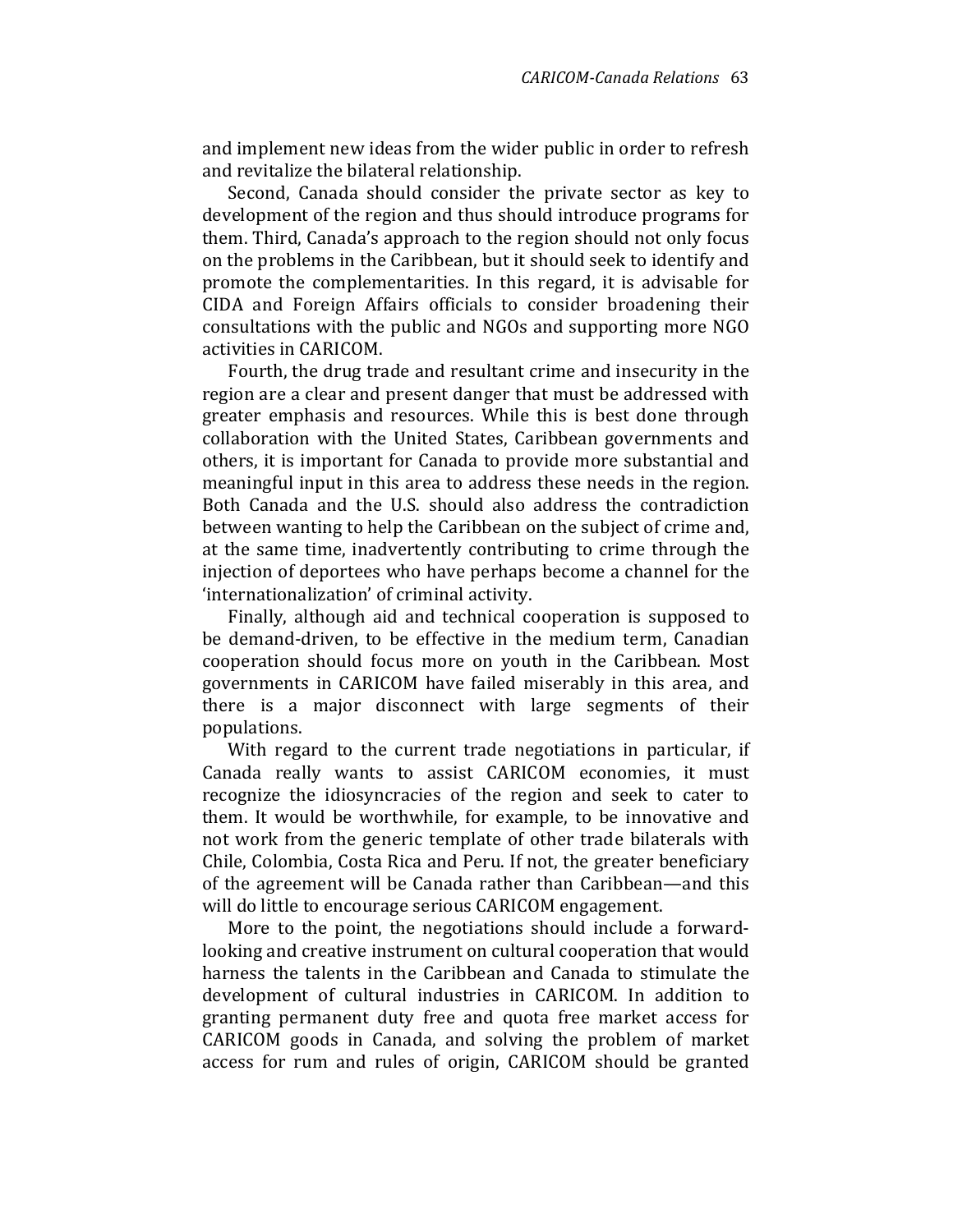and implement new ideas from the wider public in order to refresh and revitalize the bilateral relationship.

Second, Canada should consider the private sector as key to development of the region and thus should introduce programs for them. Third, Canada's approach to the region should not only focus on the problems in the Caribbean, but it should seek to identify and promote the complementarities. In this regard, it is advisable for CIDA and Foreign Affairs officials to consider broadening their consultations with the public and NGOs and supporting more NGO activities in CARICOM.

Fourth, the drug trade and resultant crime and insecurity in the region are a clear and present danger that must be addressed with greater emphasis and resources. While this is best done through collaboration with the United States, Caribbean governments and others, it is important for Canada to provide more substantial and meaningful input in this area to address these needs in the region. Both Canada and the U.S. should also address the contradiction between wanting to help the Caribbean on the subject of crime and, at the same time, inadvertently contributing to crime through the injection of deportees who have perhaps become a channel for the 'internationalization' of criminal activity.

Finally, although aid and technical cooperation is supposed to be demand-driven, to be effective in the medium term, Canadian cooperation should focus more on youth in the Caribbean. Most governments in CARICOM have failed miserably in this area, and there is a major disconnect with large segments of their populations.

With regard to the current trade negotiations in particular, if Canada really wants to assist CARICOM economies, it must recognize the idiosyncracies of the region and seek to cater to them. It would be worthwhile, for example, to be innovative and not work from the generic template of other trade bilaterals with Chile, Colombia, Costa Rica and Peru. If not, the greater beneficiary of the agreement will be Canada rather than Caribbean—and this will do little to encourage serious CARICOM engagement.

More to the point, the negotiations should include a forward-looking and creative instrument on cultural cooperation that would harness the talents in the Caribbean and Canada to stimulate the development of cultural industries in CARICOM. In addition to granting permanent duty free and quota free market access for CARICOM goods in Canada, and solving the problem of market access for rum and rules of origin, CARICOM should be granted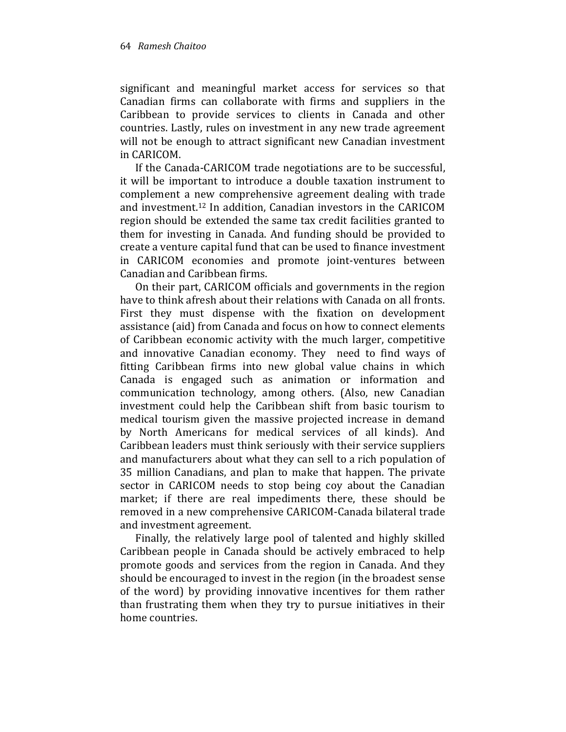significant and meaningful market access for services so that Canadian firms can collaborate with firms and suppliers in the Caribbean to provide services to clients in Canada and other countries. Lastly, rules on investment in any new trade agreement will not be enough to attract significant new Canadian investment in CARICOM.

If the Canada-CARICOM trade negotiations are to be successful, it will be important to introduce a double taxation instrument to complement a new comprehensive agreement dealing with trade and investment.[12] In addition, Canadian investors in the CARICOM region should be extended the same tax credit facilities granted to them for investing in Canada. And funding should be provided to create a venture capital fund that can be used to finance investment in CARICOM economies and promote joint-ventures between Canadian and Caribbean firms.

On their part, CARICOM officials and governments in the region have to think afresh about their relations with Canada on all fronts. First they must dispense with the fixation on development assistance (aid) from Canada and focus on how to connect elements of Caribbean economic activity with the much larger, competitive and innovative Canadian economy. They need to find ways of fitting Caribbean firms into new global value chains in which Canada is engaged such as animation or information and communication technology, among others. (Also, new Canadian investment could help the Caribbean shift from basic tourism to medical tourism given the massive projected increase in demand by North Americans for medical services of all kinds). And Caribbean leaders must think seriously with their service suppliers and manufacturers about what they can sell to a rich population of 35 million Canadians, and plan to make that happen. The private sector in CARICOM needs to stop being coy about the Canadian market; if there are real impediments there, these should be removed in a new comprehensive CARICOM-Canada bilateral trade and investment agreement.

Finally, the relatively large pool of talented and highly skilled Caribbean people in Canada should be actively embraced to help promote goods and services from the region in Canada. And they should be encouraged to invest in the region (in the broadest sense of the word) by providing innovative incentives for them rather than frustrating them when they try to pursue initiatives in their home countries.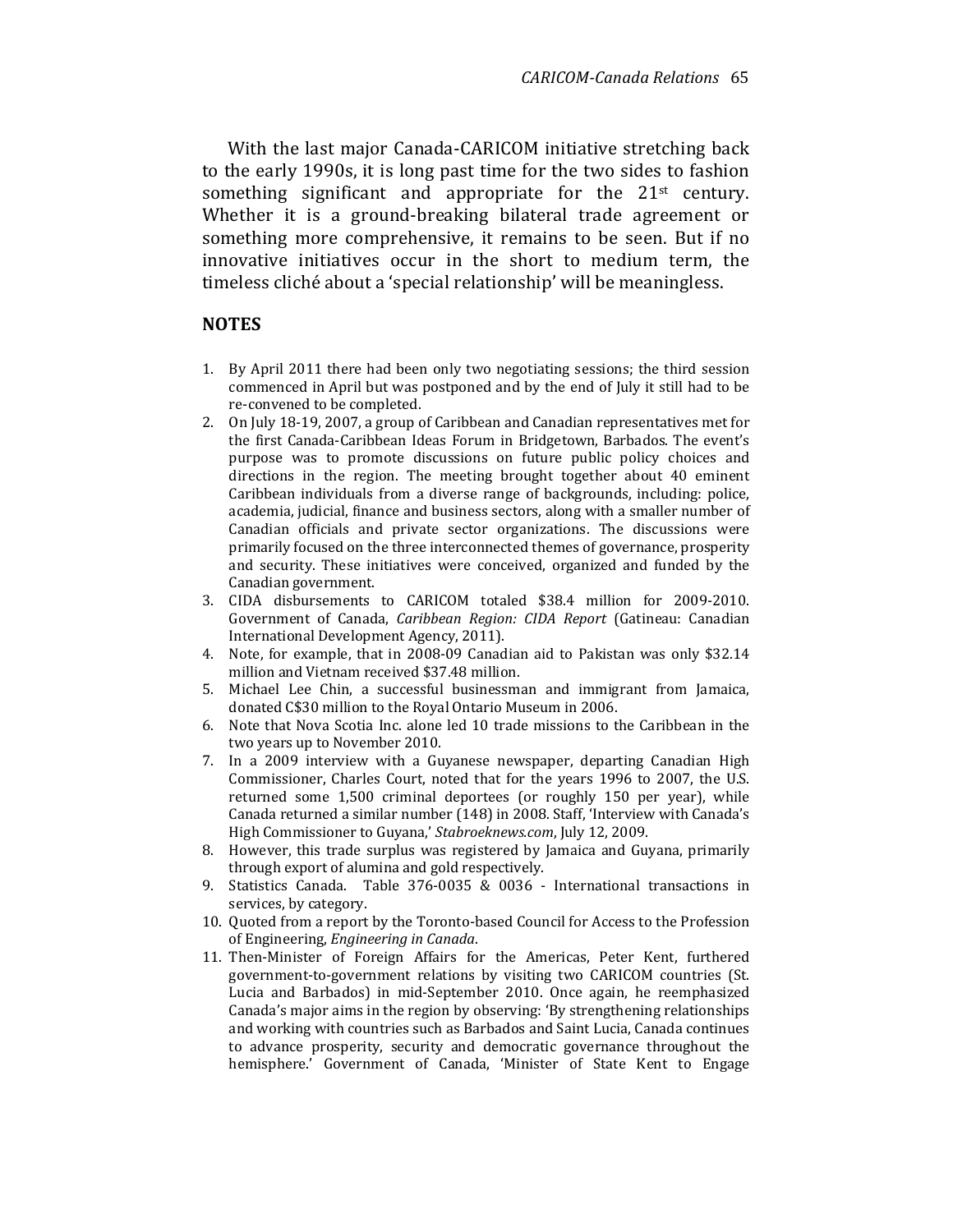With the last major Canada-CARICOM initiative stretching back to the early 1990s, it is long past time for the two sides to fashion something significant and appropriate for the 21st century. Whether it is a ground-breaking bilateral trade agreement or something more comprehensive, it remains to be seen. But if no innovative initiatives occur in the short to medium term, the timeless cliché about a 'special relationship' will be meaningless.

## NOTES

1. By April 2011 there had been only two negotiating sessions; the third session commenced in April but was postponed and by the end of July it still had to be re-convened to be completed.
2. On July 18-19, 2007, a group of Caribbean and Canadian representatives met for the first Canada-Caribbean Ideas Forum in Bridgetown, Barbados. The event's purpose was to promote discussions on future public policy choices and directions in the region. The meeting brought together about 40 eminent Caribbean individuals from a diverse range of backgrounds, including: police, academia, judicial, finance and business sectors, along with a smaller number of Canadian officials and private sector organizations. The discussions were primarily focused on the three interconnected themes of governance, prosperity and security. These initiatives were conceived, organized and funded by the Canadian government.
3. CIDA disbursements to CARICOM totaled $38.4 million for 2009-2010. Government of Canada, *Caribbean Region: CIDA Report* (Gatineau: Canadian International Development Agency, 2011).
4. Note, for example, that in 2008-09 Canadian aid to Pakistan was only $32.14 million and Vietnam received $37.48 million.
5. Michael Lee Chin, a successful businessman and immigrant from Jamaica, donated C$30 million to the Royal Ontario Museum in 2006.
6. Note that Nova Scotia Inc. alone led 10 trade missions to the Caribbean in the two years up to November 2010.
7. In a 2009 interview with a Guyanese newspaper, departing Canadian High Commissioner, Charles Court, noted that for the years 1996 to 2007, the U.S. returned some 1,500 criminal deportees (or roughly 150 per year), while Canada returned a similar number (148) in 2008. Staff, 'Interview with Canada's High Commissioner to Guyana,' *Stabroeknews.com*, July 12, 2009.
8. However, this trade surplus was registered by Jamaica and Guyana, primarily through export of alumina and gold respectively.
9. Statistics Canada. Table 376-0035 & 0036 - International transactions in services, by category.
10. Quoted from a report by the Toronto-based Council for Access to the Profession of Engineering, *Engineering in Canada*.
11. Then-Minister of Foreign Affairs for the Americas, Peter Kent, furthered government-to-government relations by visiting two CARICOM countries (St. Lucia and Barbados) in mid-September 2010. Once again, he reemphasized Canada's major aims in the region by observing: 'By strengthening relationships and working with countries such as Barbados and Saint Lucia, Canada continues to advance prosperity, security and democratic governance throughout the hemisphere.' Government of Canada, 'Minister of State Kent to Engage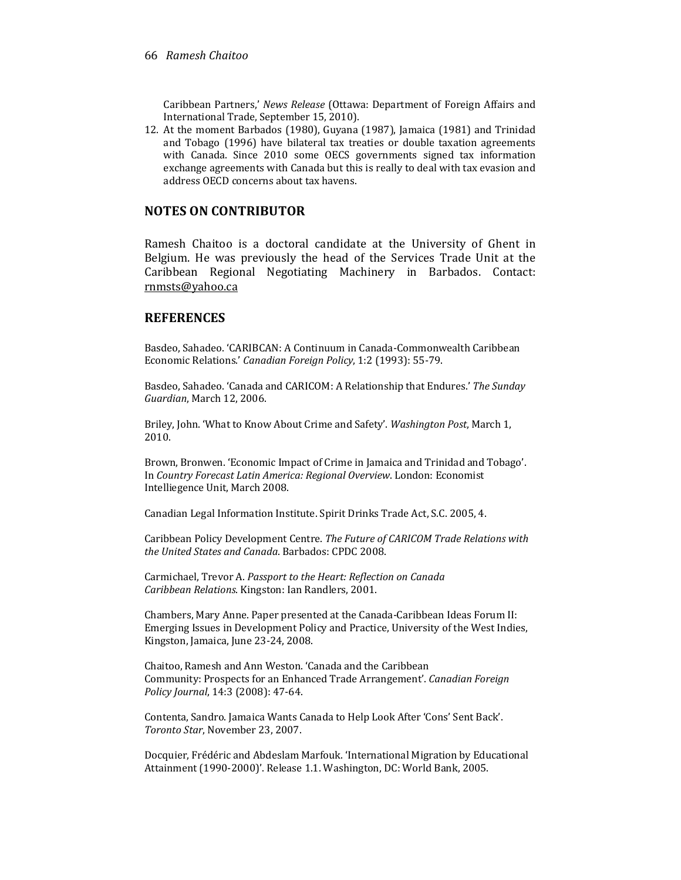Caribbean Partners,' *News Release* (Ottawa: Department of Foreign Affairs and International Trade, September 15, 2010).

12. At the moment Barbados (1980), Guyana (1987), Jamaica (1981) and Trinidad and Tobago (1996) have bilateral tax treaties or double taxation agreements with Canada. Since 2010 some OECS governments signed tax information exchange agreements with Canada but this is really to deal with tax evasion and address OECD concerns about tax havens.

## NOTES ON CONTRIBUTOR

Ramesh Chaitoo is a doctoral candidate at the University of Ghent in Belgium. He was previously the head of the Services Trade Unit at the Caribbean Regional Negotiating Machinery in Barbados. Contact: rnmsts@yahoo.ca

## REFERENCES

Basdeo, Sahadeo. 'CARIBCAN: A Continuum in Canada-Commonwealth Caribbean Economic Relations.' *Canadian Foreign Policy*, 1:2 (1993): 55-79.

Basdeo, Sahadeo. 'Canada and CARICOM: A Relationship that Endures.' *The Sunday Guardian*, March 12, 2006.

Briley, John. 'What to Know About Crime and Safety'. *Washington Post*, March 1, 2010.

Brown, Bronwen. 'Economic Impact of Crime in Jamaica and Trinidad and Tobago'. In *Country Forecast Latin America: Regional Overview*. London: Economist Intelliegence Unit, March 2008.

Canadian Legal Information Institute. Spirit Drinks Trade Act, S.C. 2005, 4.

Caribbean Policy Development Centre. *The Future of CARICOM Trade Relations with the United States and Canada*. Barbados: CPDC 2008.

Carmichael, Trevor A. *Passport to the Heart: Reflection on Canada Caribbean Relations*. Kingston: Ian Randlers, 2001.

Chambers, Mary Anne. Paper presented at the Canada-Caribbean Ideas Forum II: Emerging Issues in Development Policy and Practice, University of the West Indies, Kingston, Jamaica, June 23-24, 2008.

Chaitoo, Ramesh and Ann Weston. 'Canada and the Caribbean Community: Prospects for an Enhanced Trade Arrangement'. *Canadian Foreign Policy Journal*, 14:3 (2008): 47-64.

Contenta, Sandro. Jamaica Wants Canada to Help Look After 'Cons' Sent Back'. *Toronto Star*, November 23, 2007.

Docquier, Frédéric and Abdeslam Marfouk. 'International Migration by Educational Attainment (1990-2000)'. Release 1.1. Washington, DC: World Bank, 2005.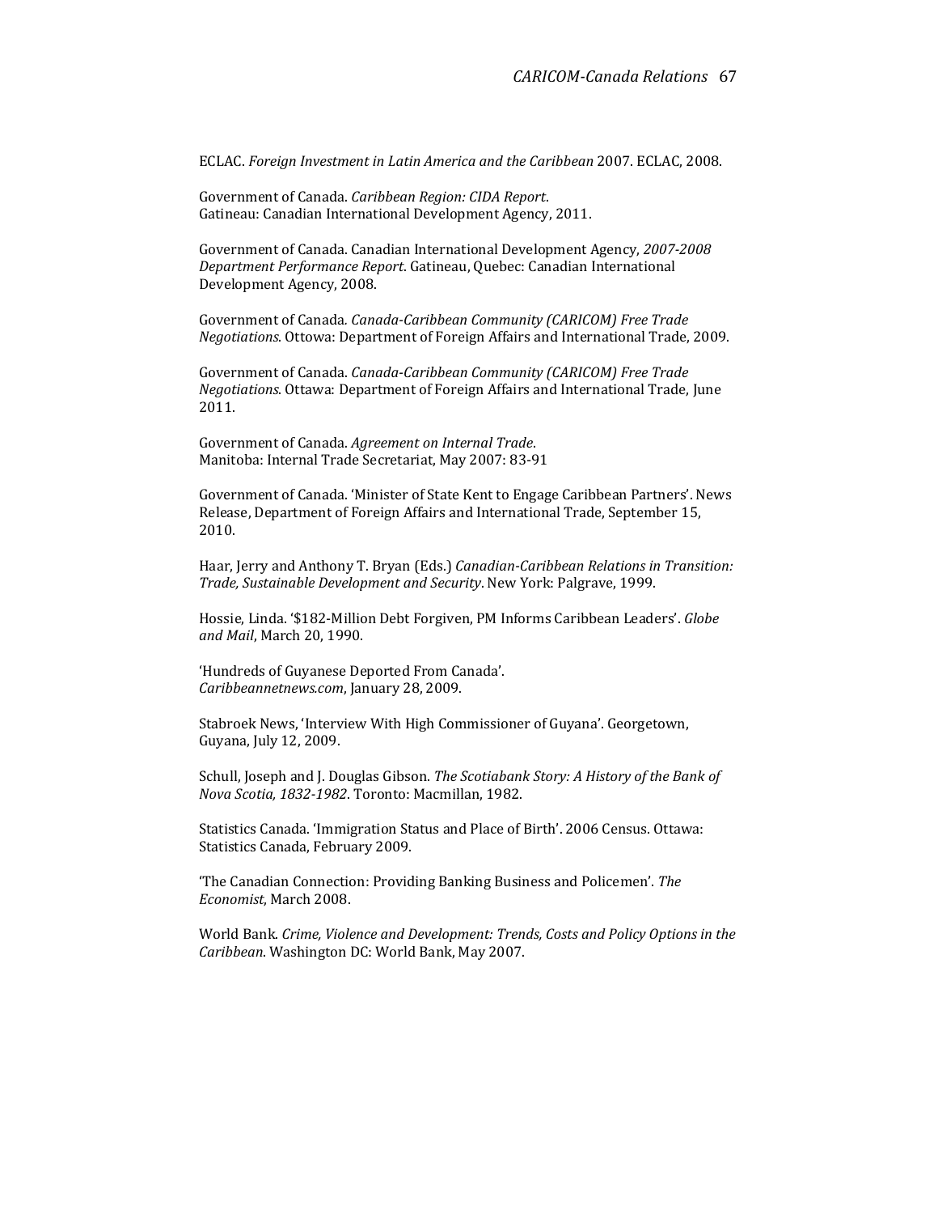ECLAC. *Foreign Investment in Latin America and the Caribbean* 2007. ECLAC, 2008.

Government of Canada. *Caribbean Region: CIDA Report*. Gatineau: Canadian International Development Agency, 2011.

Government of Canada. Canadian International Development Agency, *2007-2008 Department Performance Report*. Gatineau, Quebec: Canadian International Development Agency, 2008.

Government of Canada. *Canada-Caribbean Community (CARICOM) Free Trade Negotiations*. Ottowa: Department of Foreign Affairs and International Trade, 2009.

Government of Canada. *Canada-Caribbean Community (CARICOM) Free Trade Negotiations*. Ottawa: Department of Foreign Affairs and International Trade, June 2011.

Government of Canada. *Agreement on Internal Trade*. Manitoba: Internal Trade Secretariat, May 2007: 83-91

Government of Canada. 'Minister of State Kent to Engage Caribbean Partners'. News Release, Department of Foreign Affairs and International Trade, September 15, 2010.

Haar, Jerry and Anthony T. Bryan (Eds.) *Canadian-Caribbean Relations in Transition: Trade, Sustainable Development and Security*. New York: Palgrave, 1999.

Hossie, Linda. '$182-Million Debt Forgiven, PM Informs Caribbean Leaders'. *Globe and Mail*, March 20, 1990.

'Hundreds of Guyanese Deported From Canada'. *Caribbeannetnews.com*, January 28, 2009.

Stabroek News, 'Interview With High Commissioner of Guyana'. Georgetown, Guyana, July 12, 2009.

Schull, Joseph and J. Douglas Gibson. *The Scotiabank Story: A History of the Bank of Nova Scotia, 1832-1982*. Toronto: Macmillan, 1982.

Statistics Canada. 'Immigration Status and Place of Birth'. 2006 Census. Ottawa: Statistics Canada, February 2009.

'The Canadian Connection: Providing Banking Business and Policemen'. *The Economist*, March 2008.

World Bank. *Crime, Violence and Development: Trends, Costs and Policy Options in the Caribbean*. Washington DC: World Bank, May 2007.